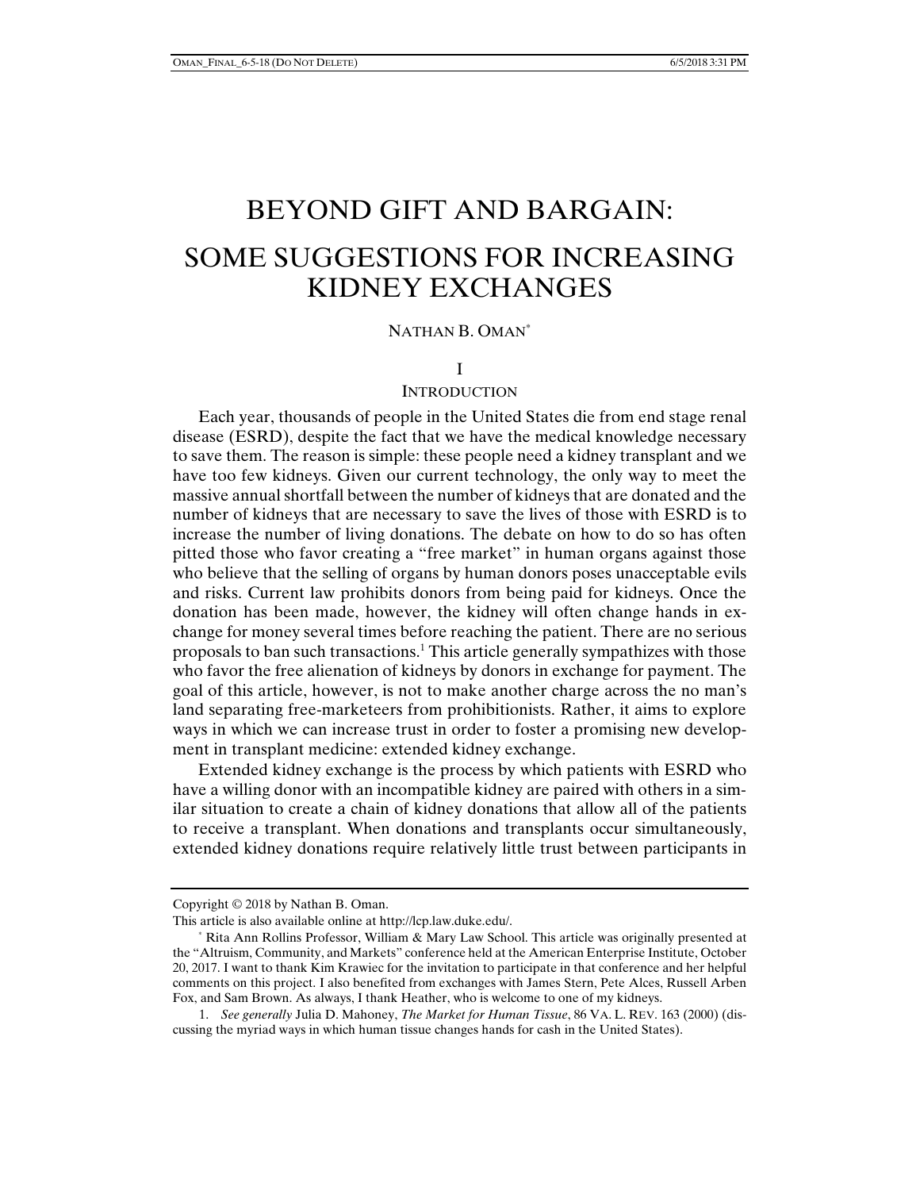# BEYOND GIFT AND BARGAIN:

# SOME SUGGESTIONS FOR INCREASING KIDNEY EXCHANGES

NATHAN B. OMAN[*]

## I

## INTRODUCTION

Each year, thousands of people in the United States die from end stage renal disease (ESRD), despite the fact that we have the medical knowledge necessary to save them. The reason is simple: these people need a kidney transplant and we have too few kidneys. Given our current technology, the only way to meet the massive annual shortfall between the number of kidneys that are donated and the number of kidneys that are necessary to save the lives of those with ESRD is to increase the number of living donations. The debate on how to do so has often pitted those who favor creating a "free market" in human organs against those who believe that the selling of organs by human donors poses unacceptable evils and risks. Current law prohibits donors from being paid for kidneys. Once the donation has been made, however, the kidney will often change hands in exchange for money several times before reaching the patient. There are no serious proposals to ban such transactions.[1] This article generally sympathizes with those who favor the free alienation of kidneys by donors in exchange for payment. The goal of this article, however, is not to make another charge across the no man's land separating free-marketeers from prohibitionists. Rather, it aims to explore ways in which we can increase trust in order to foster a promising new development in transplant medicine: extended kidney exchange.

Extended kidney exchange is the process by which patients with ESRD who have a willing donor with an incompatible kidney are paired with others in a similar situation to create a chain of kidney donations that allow all of the patients to receive a transplant. When donations and transplants occur simultaneously, extended kidney donations require relatively little trust between participants in

---

Copyright © 2018 by Nathan B. Oman.

This article is also available online at http://lcp.law.duke.edu/.

[*] Rita Ann Rollins Professor, William & Mary Law School. This article was originally presented at the "Altruism, Community, and Markets" conference held at the American Enterprise Institute, October 20, 2017. I want to thank Kim Krawiec for the invitation to participate in that conference and her helpful comments on this project. I also benefited from exchanges with James Stern, Pete Alces, Russell Arben Fox, and Sam Brown. As always, I thank Heather, who is welcome to one of my kidneys.

1. *See generally* Julia D. Mahoney, *The Market for Human Tissue*, 86 VA. L. REV. 163 (2000) (discussing the myriad ways in which human tissue changes hands for cash in the United States).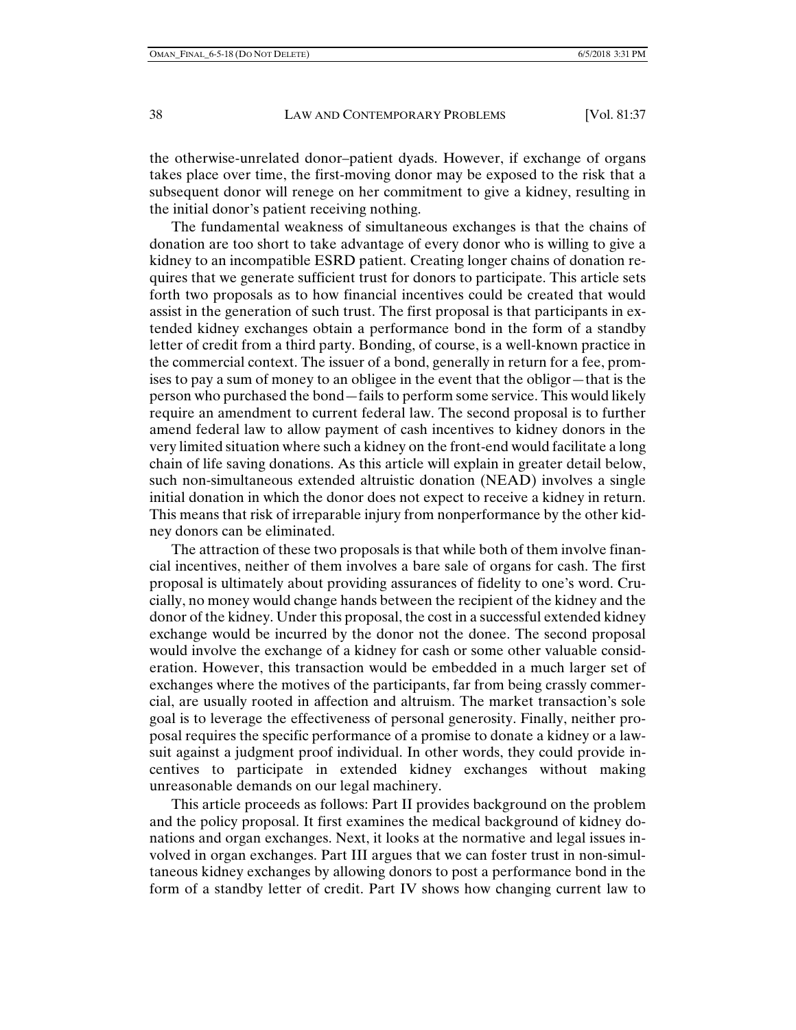the otherwise-unrelated donor–patient dyads. However, if exchange of organs takes place over time, the first-moving donor may be exposed to the risk that a subsequent donor will renege on her commitment to give a kidney, resulting in the initial donor's patient receiving nothing.

The fundamental weakness of simultaneous exchanges is that the chains of donation are too short to take advantage of every donor who is willing to give a kidney to an incompatible ESRD patient. Creating longer chains of donation requires that we generate sufficient trust for donors to participate. This article sets forth two proposals as to how financial incentives could be created that would assist in the generation of such trust. The first proposal is that participants in extended kidney exchanges obtain a performance bond in the form of a standby letter of credit from a third party. Bonding, of course, is a well-known practice in the commercial context. The issuer of a bond, generally in return for a fee, promises to pay a sum of money to an obligee in the event that the obligor—that is the person who purchased the bond—fails to perform some service. This would likely require an amendment to current federal law. The second proposal is to further amend federal law to allow payment of cash incentives to kidney donors in the very limited situation where such a kidney on the front-end would facilitate a long chain of life saving donations. As this article will explain in greater detail below, such non-simultaneous extended altruistic donation (NEAD) involves a single initial donation in which the donor does not expect to receive a kidney in return. This means that risk of irreparable injury from nonperformance by the other kidney donors can be eliminated.

The attraction of these two proposals is that while both of them involve financial incentives, neither of them involves a bare sale of organs for cash. The first proposal is ultimately about providing assurances of fidelity to one's word. Crucially, no money would change hands between the recipient of the kidney and the donor of the kidney. Under this proposal, the cost in a successful extended kidney exchange would be incurred by the donor not the donee. The second proposal would involve the exchange of a kidney for cash or some other valuable consideration. However, this transaction would be embedded in a much larger set of exchanges where the motives of the participants, far from being crassly commercial, are usually rooted in affection and altruism. The market transaction's sole goal is to leverage the effectiveness of personal generosity. Finally, neither proposal requires the specific performance of a promise to donate a kidney or a lawsuit against a judgment proof individual. In other words, they could provide incentives to participate in extended kidney exchanges without making unreasonable demands on our legal machinery.

This article proceeds as follows: Part II provides background on the problem and the policy proposal. It first examines the medical background of kidney donations and organ exchanges. Next, it looks at the normative and legal issues involved in organ exchanges. Part III argues that we can foster trust in non-simultaneous kidney exchanges by allowing donors to post a performance bond in the form of a standby letter of credit. Part IV shows how changing current law to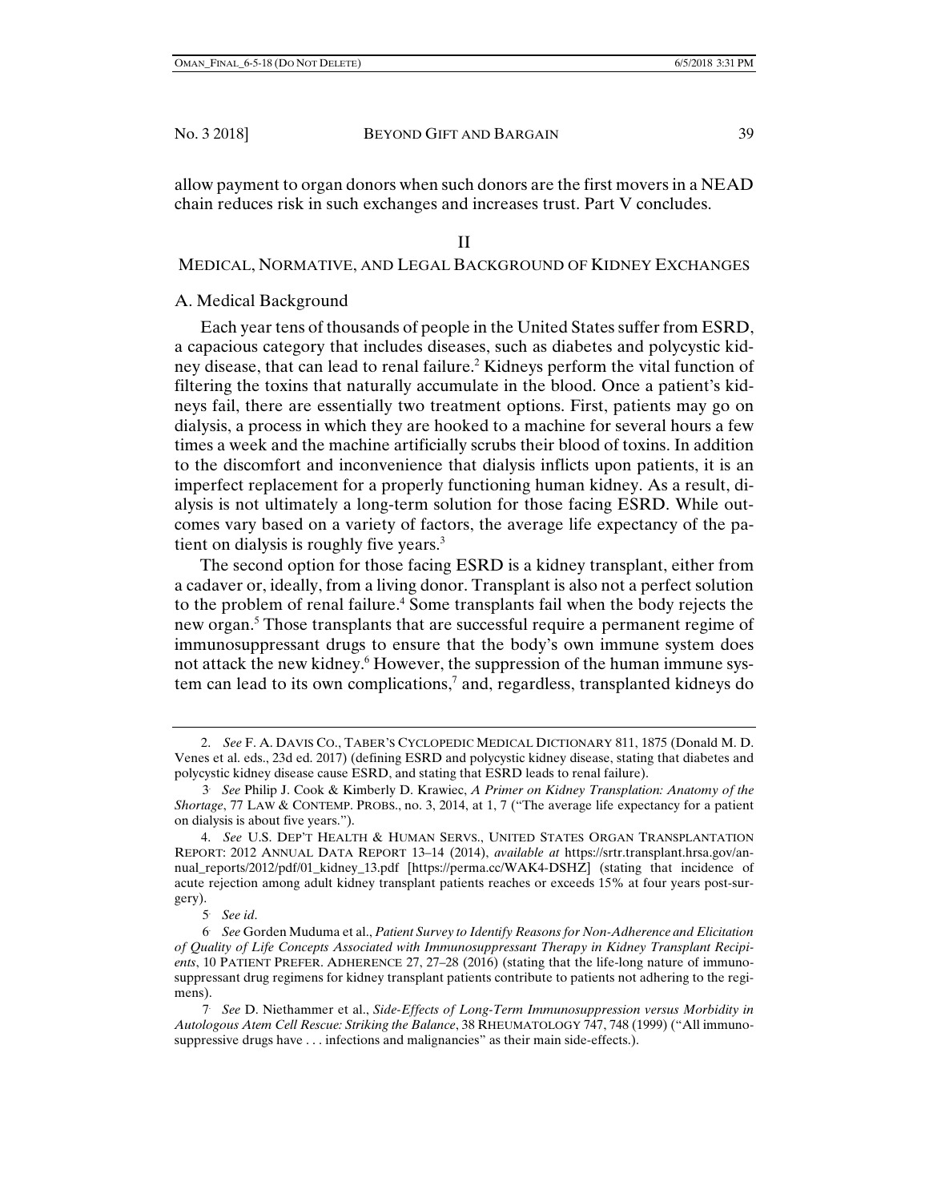allow payment to organ donors when such donors are the first movers in a NEAD chain reduces risk in such exchanges and increases trust. Part V concludes.

## II

## MEDICAL, NORMATIVE, AND LEGAL BACKGROUND OF KIDNEY EXCHANGES

### A. Medical Background

Each year tens of thousands of people in the United States suffer from ESRD, a capacious category that includes diseases, such as diabetes and polycystic kidney disease, that can lead to renal failure.[2] Kidneys perform the vital function of filtering the toxins that naturally accumulate in the blood. Once a patient's kidneys fail, there are essentially two treatment options. First, patients may go on dialysis, a process in which they are hooked to a machine for several hours a few times a week and the machine artificially scrubs their blood of toxins. In addition to the discomfort and inconvenience that dialysis inflicts upon patients, it is an imperfect replacement for a properly functioning human kidney. As a result, dialysis is not ultimately a long-term solution for those facing ESRD. While outcomes vary based on a variety of factors, the average life expectancy of the patient on dialysis is roughly five years.[3]

The second option for those facing ESRD is a kidney transplant, either from a cadaver or, ideally, from a living donor. Transplant is also not a perfect solution to the problem of renal failure.[4] Some transplants fail when the body rejects the new organ.[5] Those transplants that are successful require a permanent regime of immunosuppressant drugs to ensure that the body's own immune system does not attack the new kidney.[6] However, the suppression of the human immune system can lead to its own complications,[7] and, regardless, transplanted kidneys do

---

2. *See* F. A. DAVIS CO., TABER'S CYCLOPEDIC MEDICAL DICTIONARY 811, 1875 (Donald M. D. Venes et al. eds., 23d ed. 2017) (defining ESRD and polycystic kidney disease, stating that diabetes and polycystic kidney disease cause ESRD, and stating that ESRD leads to renal failure).

3. *See* Philip J. Cook & Kimberly D. Krawiec, *A Primer on Kidney Transplantation: Anatomy of the Shortage*, 77 LAW & CONTEMP. PROBS., no. 3, 2014, at 1, 7 ("The average life expectancy for a patient on dialysis is about five years.").

4. *See* U.S. DEP'T HEALTH & HUMAN SERVS., UNITED STATES ORGAN TRANSPLANTATION REPORT: 2012 ANNUAL DATA REPORT 13–14 (2014), *available at* https://srtr.transplant.hrsa.gov/annual_reports/2012/pdf/01_kidney_13.pdf [https://perma.cc/WAK4-DSHZ] (stating that incidence of acute rejection among adult kidney transplant patients reaches or exceeds 15% at four years post-surgery).

5. *See id.*

6. *See* Gorden Muduma et al., *Patient Survey to Identify Reasons for Non-Adherence and Elicitation of Quality of Life Concepts Associated with Immunosuppressant Therapy in Kidney Transplant Recipients*, 10 PATIENT PREFER. ADHERENCE 27, 27–28 (2016) (stating that the life-long nature of immunosuppressant drug regimens for kidney transplant patients contribute to patients not adhering to the regimens).

7. *See* D. Niethammer et al., *Side-Effects of Long-Term Immunosuppression versus Morbidity in Autologous Atem Cell Rescue: Striking the Balance*, 38 RHEUMATOLOGY 747, 748 (1999) ("All immunosuppressive drugs have . . . infections and malignancies" as their main side-effects.).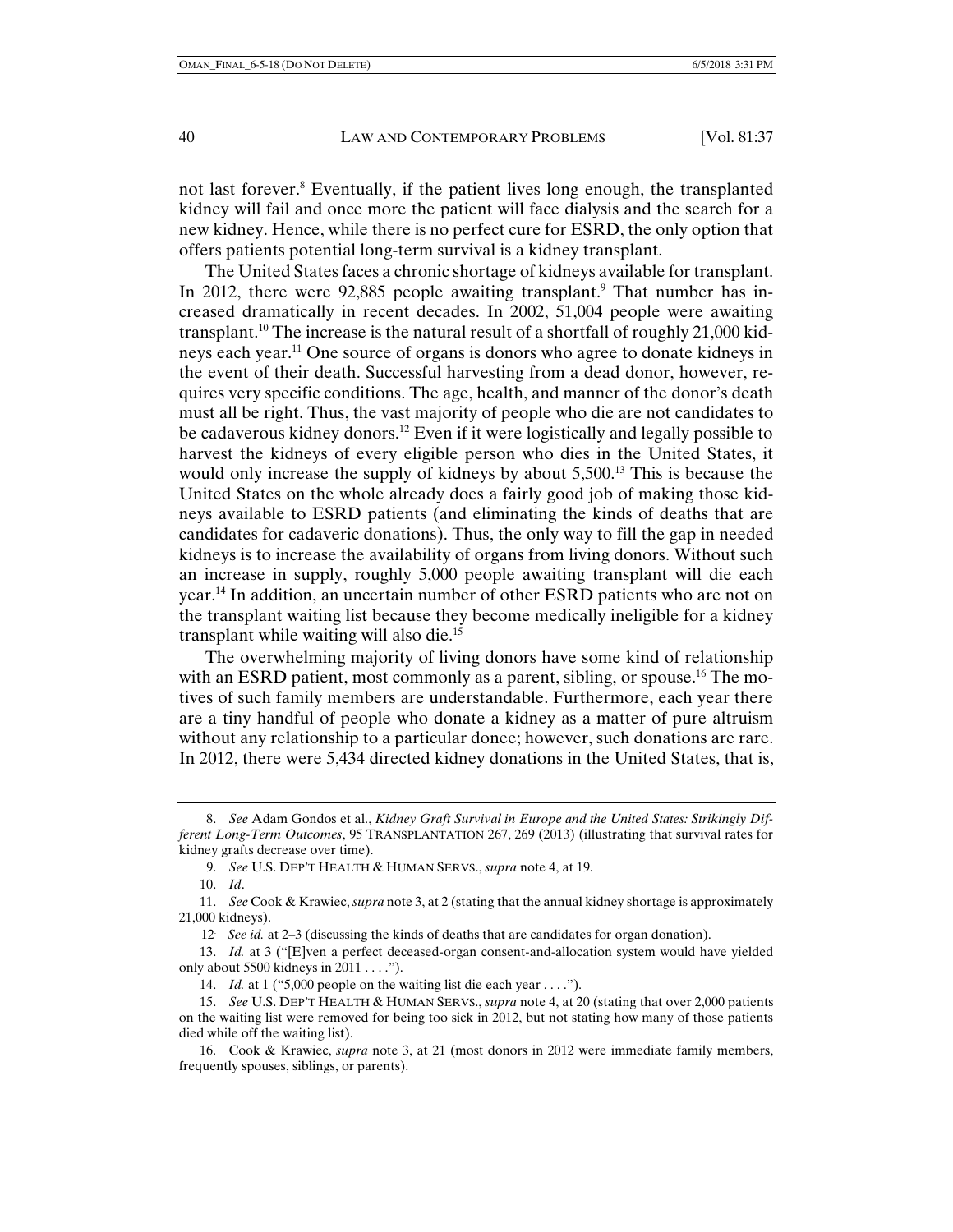not last forever.[8] Eventually, if the patient lives long enough, the transplanted kidney will fail and once more the patient will face dialysis and the search for a new kidney. Hence, while there is no perfect cure for ESRD, the only option that offers patients potential long-term survival is a kidney transplant.

The United States faces a chronic shortage of kidneys available for transplant. In 2012, there were 92,885 people awaiting transplant.[9] That number has increased dramatically in recent decades. In 2002, 51,004 people were awaiting transplant.[10] The increase is the natural result of a shortfall of roughly 21,000 kidneys each year.[11] One source of organs is donors who agree to donate kidneys in the event of their death. Successful harvesting from a dead donor, however, requires very specific conditions. The age, health, and manner of the donor's death must all be right. Thus, the vast majority of people who die are not candidates to be cadaverous kidney donors.[12] Even if it were logistically and legally possible to harvest the kidneys of every eligible person who dies in the United States, it would only increase the supply of kidneys by about 5,500.[13] This is because the United States on the whole already does a fairly good job of making those kidneys available to ESRD patients (and eliminating the kinds of deaths that are candidates for cadaveric donations). Thus, the only way to fill the gap in needed kidneys is to increase the availability of organs from living donors. Without such an increase in supply, roughly 5,000 people awaiting transplant will die each year.[14] In addition, an uncertain number of other ESRD patients who are not on the transplant waiting list because they become medically ineligible for a kidney transplant while waiting will also die.[15]

The overwhelming majority of living donors have some kind of relationship with an ESRD patient, most commonly as a parent, sibling, or spouse.[16] The motives of such family members are understandable. Furthermore, each year there are a tiny handful of people who donate a kidney as a matter of pure altruism without any relationship to a particular donee; however, such donations are rare. In 2012, there were 5,434 directed kidney donations in the United States, that is,

---

8. *See* Adam Gondos et al., *Kidney Graft Survival in Europe and the United States: Strikingly Different Long-Term Outcomes*, 95 TRANSPLANTATION 267, 269 (2013) (illustrating that survival rates for kidney grafts decrease over time).

9. *See* U.S. DEP'T HEALTH & HUMAN SERVS., *supra* note 4, at 19.

10. *Id*.

11. *See* Cook & Krawiec, *supra* note 3, at 2 (stating that the annual kidney shortage is approximately 21,000 kidneys).

12. *See id.* at 2–3 (discussing the kinds of deaths that are candidates for organ donation).

13. *Id.* at 3 ("[E]ven a perfect deceased-organ consent-and-allocation system would have yielded only about 5500 kidneys in 2011 . . . .").

14. *Id.* at 1 ("5,000 people on the waiting list die each year . . . .").

15. *See* U.S. DEP'T HEALTH & HUMAN SERVS., *supra* note 4, at 20 (stating that over 2,000 patients on the waiting list were removed for being too sick in 2012, but not stating how many of those patients died while off the waiting list).

16. Cook & Krawiec, *supra* note 3, at 21 (most donors in 2012 were immediate family members, frequently spouses, siblings, or parents).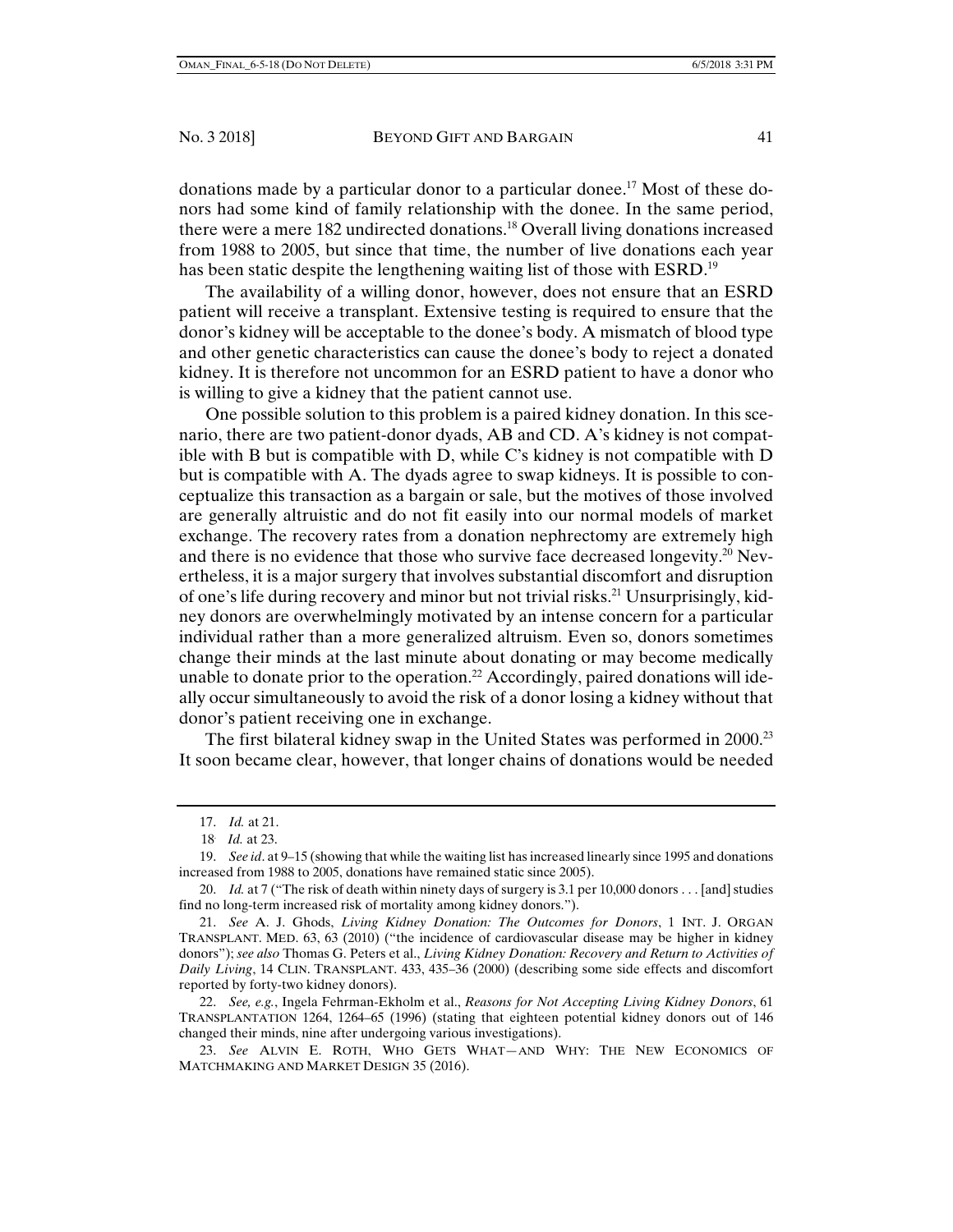donations made by a particular donor to a particular donee.[17] Most of these donors had some kind of family relationship with the donee. In the same period, there were a mere 182 undirected donations.[18] Overall living donations increased from 1988 to 2005, but since that time, the number of live donations each year has been static despite the lengthening waiting list of those with ESRD.[19]

The availability of a willing donor, however, does not ensure that an ESRD patient will receive a transplant. Extensive testing is required to ensure that the donor's kidney will be acceptable to the donee's body. A mismatch of blood type and other genetic characteristics can cause the donee's body to reject a donated kidney. It is therefore not uncommon for an ESRD patient to have a donor who is willing to give a kidney that the patient cannot use.

One possible solution to this problem is a paired kidney donation. In this scenario, there are two patient-donor dyads, AB and CD. A's kidney is not compatible with B but is compatible with D, while C's kidney is not compatible with D but is compatible with A. The dyads agree to swap kidneys. It is possible to conceptualize this transaction as a bargain or sale, but the motives of those involved are generally altruistic and do not fit easily into our normal models of market exchange. The recovery rates from a donation nephrectomy are extremely high and there is no evidence that those who survive face decreased longevity.[20] Nevertheless, it is a major surgery that involves substantial discomfort and disruption of one's life during recovery and minor but not trivial risks.[21] Unsurprisingly, kidney donors are overwhelmingly motivated by an intense concern for a particular individual rather than a more generalized altruism. Even so, donors sometimes change their minds at the last minute about donating or may become medically unable to donate prior to the operation.[22] Accordingly, paired donations will ideally occur simultaneously to avoid the risk of a donor losing a kidney without that donor's patient receiving one in exchange.

The first bilateral kidney swap in the United States was performed in 2000.[23] It soon became clear, however, that longer chains of donations would be needed

---

17. *Id.* at 21.

18. *Id.* at 23.

19. *See id*. at 9–15 (showing that while the waiting list has increased linearly since 1995 and donations increased from 1988 to 2005, donations have remained static since 2005).

20. *Id.* at 7 ("The risk of death within ninety days of surgery is 3.1 per 10,000 donors . . . [and] studies find no long-term increased risk of mortality among kidney donors.").

21. *See* A. J. Ghods, *Living Kidney Donation: The Outcomes for Donors*, 1 INT. J. ORGAN TRANSPLANT. MED. 63, 63 (2010) ("the incidence of cardiovascular disease may be higher in kidney donors"); *see also* Thomas G. Peters et al., *Living Kidney Donation: Recovery and Return to Activities of Daily Living*, 14 CLIN. TRANSPLANT. 433, 435–36 (2000) (describing some side effects and discomfort reported by forty-two kidney donors).

22. *See, e.g.*, Ingela Fehrman-Ekholm et al., *Reasons for Not Accepting Living Kidney Donors*, 61 TRANSPLANTATION 1264, 1264–65 (1996) (stating that eighteen potential kidney donors out of 146 changed their minds, nine after undergoing various investigations).

23. *See* ALVIN E. ROTH, WHO GETS WHAT—AND WHY: THE NEW ECONOMICS OF MATCHMAKING AND MARKET DESIGN 35 (2016).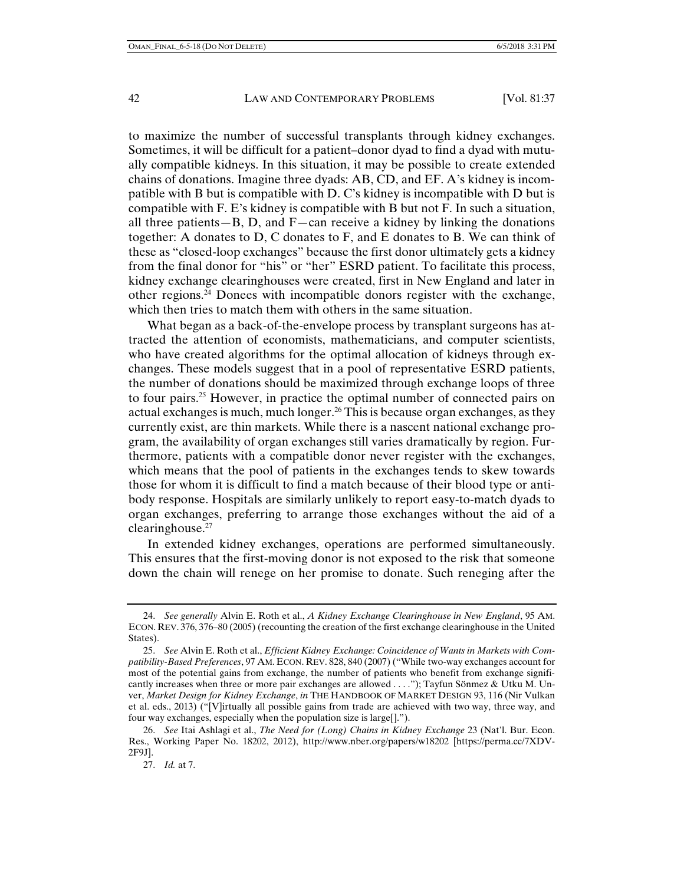to maximize the number of successful transplants through kidney exchanges. Sometimes, it will be difficult for a patient–donor dyad to find a dyad with mutually compatible kidneys. In this situation, it may be possible to create extended chains of donations. Imagine three dyads: AB, CD, and EF. A's kidney is incompatible with B but is compatible with D. C's kidney is incompatible with D but is compatible with F. E's kidney is compatible with B but not F. In such a situation, all three patients—B, D, and F—can receive a kidney by linking the donations together: A donates to D, C donates to F, and E donates to B. We can think of these as "closed-loop exchanges" because the first donor ultimately gets a kidney from the final donor for "his" or "her" ESRD patient. To facilitate this process, kidney exchange clearinghouses were created, first in New England and later in other regions.[24] Donees with incompatible donors register with the exchange, which then tries to match them with others in the same situation.

What began as a back-of-the-envelope process by transplant surgeons has attracted the attention of economists, mathematicians, and computer scientists, who have created algorithms for the optimal allocation of kidneys through exchanges. These models suggest that in a pool of representative ESRD patients, the number of donations should be maximized through exchange loops of three to four pairs.[25] However, in practice the optimal number of connected pairs on actual exchanges is much, much longer.[26] This is because organ exchanges, as they currently exist, are thin markets. While there is a nascent national exchange program, the availability of organ exchanges still varies dramatically by region. Furthermore, patients with a compatible donor never register with the exchanges, which means that the pool of patients in the exchanges tends to skew towards those for whom it is difficult to find a match because of their blood type or antibody response. Hospitals are similarly unlikely to report easy-to-match dyads to organ exchanges, preferring to arrange those exchanges without the aid of a clearinghouse.[27]

In extended kidney exchanges, operations are performed simultaneously. This ensures that the first-moving donor is not exposed to the risk that someone down the chain will renege on her promise to donate. Such reneging after the

---

24. *See generally* Alvin E. Roth et al., *A Kidney Exchange Clearinghouse in New England*, 95 AM. ECON. REV. 376, 376–80 (2005) (recounting the creation of the first exchange clearinghouse in the United States).

25. *See* Alvin E. Roth et al., *Efficient Kidney Exchange: Coincidence of Wants in Markets with Compatibility-Based Preferences*, 97 AM. ECON. REV. 828, 840 (2007) ("While two-way exchanges account for most of the potential gains from exchange, the number of patients who benefit from exchange significantly increases when three or more pair exchanges are allowed . . . ."); Tayfun Sönmez & Utku M. Unver, *Market Design for Kidney Exchange*, *in* THE HANDBOOK OF MARKET DESIGN 93, 116 (Nir Vulkan et al. eds., 2013) ("[V]irtually all possible gains from trade are achieved with two way, three way, and four way exchanges, especially when the population size is large[].").

26. *See* Itai Ashlagi et al., *The Need for (Long) Chains in Kidney Exchange* 23 (Nat'l. Bur. Econ. Res., Working Paper No. 18202, 2012), http://www.nber.org/papers/w18202 [https://perma.cc/7XDV-2F9J].

27. *Id.* at 7.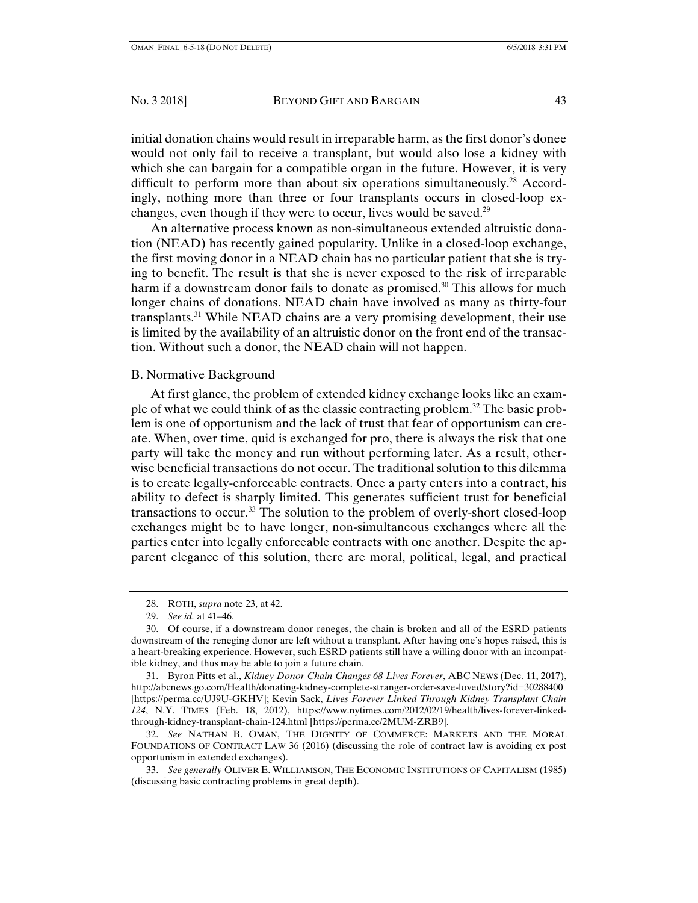initial donation chains would result in irreparable harm, as the first donor's donee would not only fail to receive a transplant, but would also lose a kidney with which she can bargain for a compatible organ in the future. However, it is very difficult to perform more than about six operations simultaneously.[28] Accordingly, nothing more than three or four transplants occurs in closed-loop exchanges, even though if they were to occur, lives would be saved.[29]

An alternative process known as non-simultaneous extended altruistic donation (NEAD) has recently gained popularity. Unlike in a closed-loop exchange, the first moving donor in a NEAD chain has no particular patient that she is trying to benefit. The result is that she is never exposed to the risk of irreparable harm if a downstream donor fails to donate as promised.[30] This allows for much longer chains of donations. NEAD chain have involved as many as thirty-four transplants.[31] While NEAD chains are a very promising development, their use is limited by the availability of an altruistic donor on the front end of the transaction. Without such a donor, the NEAD chain will not happen.

## B. Normative Background

At first glance, the problem of extended kidney exchange looks like an example of what we could think of as the classic contracting problem.[32] The basic problem is one of opportunism and the lack of trust that fear of opportunism can create. When, over time, quid is exchanged for pro, there is always the risk that one party will take the money and run without performing later. As a result, otherwise beneficial transactions do not occur. The traditional solution to this dilemma is to create legally-enforceable contracts. Once a party enters into a contract, his ability to defect is sharply limited. This generates sufficient trust for beneficial transactions to occur.[33] The solution to the problem of overly-short closed-loop exchanges might be to have longer, non-simultaneous exchanges where all the parties enter into legally enforceable contracts with one another. Despite the apparent elegance of this solution, there are moral, political, legal, and practical

---

28. ROTH, *supra* note 23, at 42.

29. *See id.* at 41–46.

30. Of course, if a downstream donor reneges, the chain is broken and all of the ESRD patients downstream of the reneging donor are left without a transplant. After having one's hopes raised, this is a heart-breaking experience. However, such ESRD patients still have a willing donor with an incompatible kidney, and thus may be able to join a future chain.

31. Byron Pitts et al., *Kidney Donor Chain Changes 68 Lives Forever*, ABC NEWS (Dec. 11, 2017), http://abcnews.go.com/Health/donating-kidney-complete-stranger-order-save-loved/story?id=30288400 [https://perma.cc/UJ9U-GKHV]; Kevin Sack, *Lives Forever Linked Through Kidney Transplant Chain 124*, N.Y. TIMES (Feb. 18, 2012), https://www.nytimes.com/2012/02/19/health/lives-forever-linked-through-kidney-transplant-chain-124.html [https://perma.cc/2MUM-ZRB9].

32. *See* NATHAN B. OMAN, THE DIGNITY OF COMMERCE: MARKETS AND THE MORAL FOUNDATIONS OF CONTRACT LAW 36 (2016) (discussing the role of contract law is avoiding ex post opportunism in extended exchanges).

33. *See generally* OLIVER E. WILLIAMSON, THE ECONOMIC INSTITUTIONS OF CAPITALISM (1985) (discussing basic contracting problems in great depth).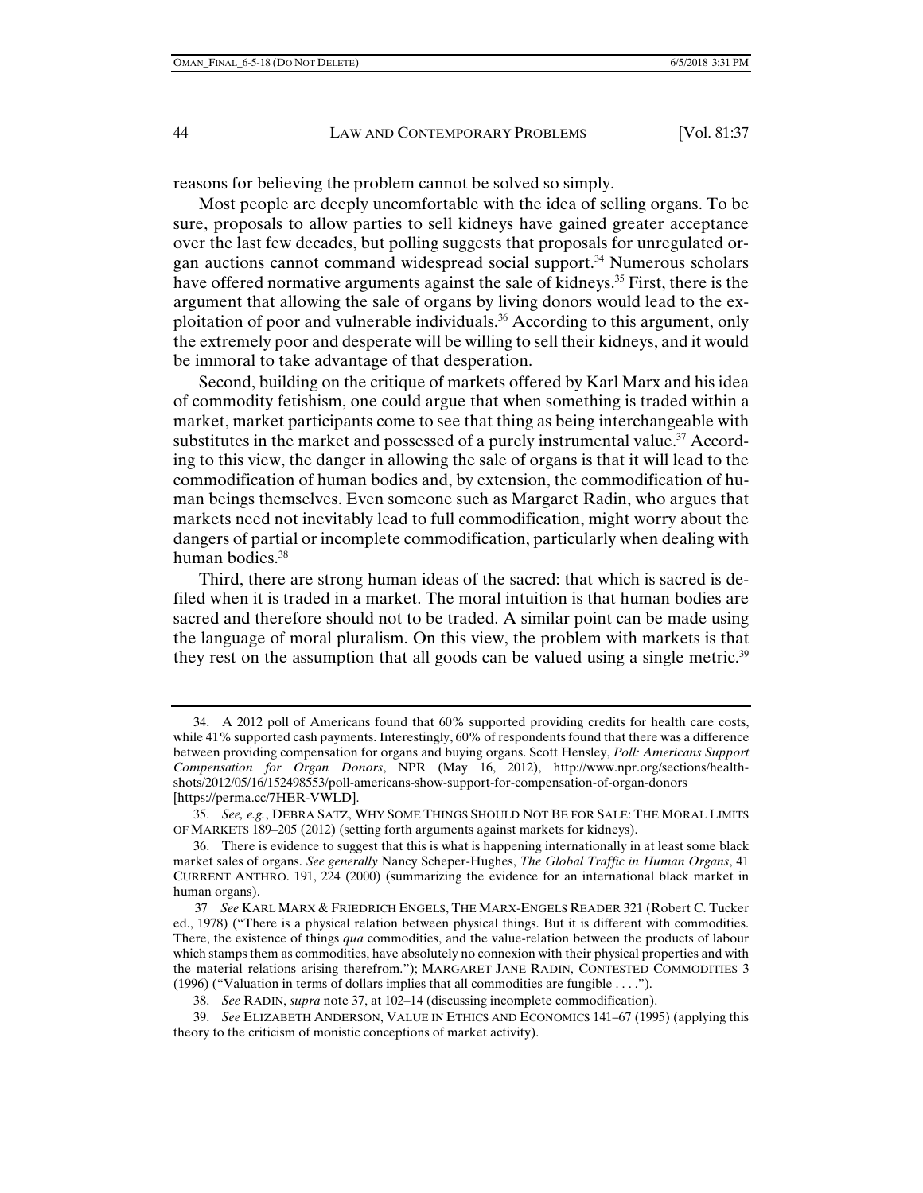reasons for believing the problem cannot be solved so simply.

Most people are deeply uncomfortable with the idea of selling organs. To be sure, proposals to allow parties to sell kidneys have gained greater acceptance over the last few decades, but polling suggests that proposals for unregulated organ auctions cannot command widespread social support.[34] Numerous scholars have offered normative arguments against the sale of kidneys.[35] First, there is the argument that allowing the sale of organs by living donors would lead to the exploitation of poor and vulnerable individuals.[36] According to this argument, only the extremely poor and desperate will be willing to sell their kidneys, and it would be immoral to take advantage of that desperation.

Second, building on the critique of markets offered by Karl Marx and his idea of commodity fetishism, one could argue that when something is traded within a market, market participants come to see that thing as being interchangeable with substitutes in the market and possessed of a purely instrumental value.[37] According to this view, the danger in allowing the sale of organs is that it will lead to the commodification of human bodies and, by extension, the commodification of human beings themselves. Even someone such as Margaret Radin, who argues that markets need not inevitably lead to full commodification, might worry about the dangers of partial or incomplete commodification, particularly when dealing with human bodies.[38]

Third, there are strong human ideas of the sacred: that which is sacred is defiled when it is traded in a market. The moral intuition is that human bodies are sacred and therefore should not to be traded. A similar point can be made using the language of moral pluralism. On this view, the problem with markets is that they rest on the assumption that all goods can be valued using a single metric.[39]

---

34. A 2012 poll of Americans found that 60% supported providing credits for health care costs, while 41% supported cash payments. Interestingly, 60% of respondents found that there was a difference between providing compensation for organs and buying organs. Scott Hensley, *Poll: Americans Support Compensation for Organ Donors*, NPR (May 16, 2012), http://www.npr.org/sections/health-shots/2012/05/16/152498553/poll-americans-show-support-for-compensation-of-organ-donors [https://perma.cc/7HER-VWLD].

35. *See, e.g.*, DEBRA SATZ, WHY SOME THINGS SHOULD NOT BE FOR SALE: THE MORAL LIMITS OF MARKETS 189–205 (2012) (setting forth arguments against markets for kidneys).

36. There is evidence to suggest that this is what is happening internationally in at least some black market sales of organs. *See generally* Nancy Scheper-Hughes, *The Global Traffic in Human Organs*, 41 CURRENT ANTHRO. 191, 224 (2000) (summarizing the evidence for an international black market in human organs).

37. *See* KARL MARX & FRIEDRICH ENGELS, THE MARX-ENGELS READER 321 (Robert C. Tucker ed., 1978) ("There is a physical relation between physical things. But it is different with commodities. There, the existence of things *qua* commodities, and the value-relation between the products of labour which stamps them as commodities, have absolutely no connexion with their physical properties and with the material relations arising therefrom."); MARGARET JANE RADIN, CONTESTED COMMODITIES 3 (1996) ("Valuation in terms of dollars implies that all commodities are fungible . . . .").

38. *See* RADIN, *supra* note 37, at 102–14 (discussing incomplete commodification).

39. *See* ELIZABETH ANDERSON, VALUE IN ETHICS AND ECONOMICS 141–67 (1995) (applying this theory to the criticism of monistic conceptions of market activity).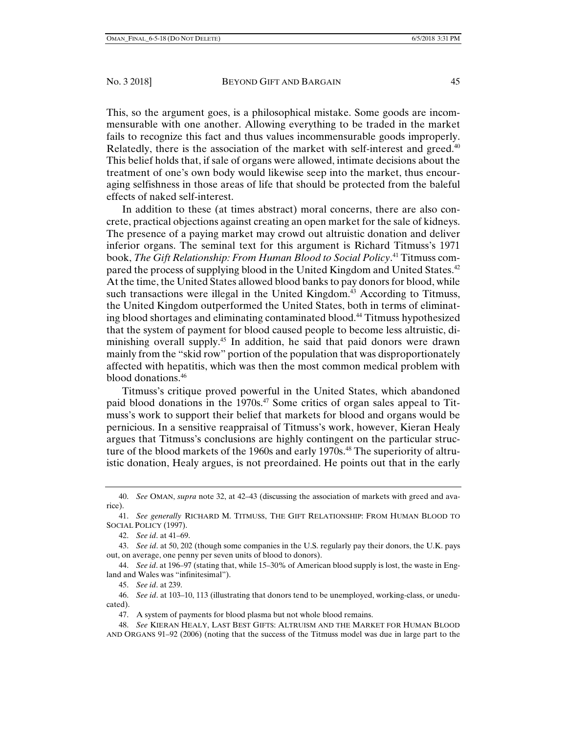This, so the argument goes, is a philosophical mistake. Some goods are incommensurable with one another. Allowing everything to be traded in the market fails to recognize this fact and thus values incommensurable goods improperly. Relatedly, there is the association of the market with self-interest and greed.[40] This belief holds that, if sale of organs were allowed, intimate decisions about the treatment of one's own body would likewise seep into the market, thus encouraging selfishness in those areas of life that should be protected from the baleful effects of naked self-interest.

In addition to these (at times abstract) moral concerns, there are also concrete, practical objections against creating an open market for the sale of kidneys. The presence of a paying market may crowd out altruistic donation and deliver inferior organs. The seminal text for this argument is Richard Titmuss's 1971 book, *The Gift Relationship: From Human Blood to Social Policy*.[41] Titmuss compared the process of supplying blood in the United Kingdom and United States.[42] At the time, the United States allowed blood banks to pay donors for blood, while such transactions were illegal in the United Kingdom.[43] According to Titmuss, the United Kingdom outperformed the United States, both in terms of eliminating blood shortages and eliminating contaminated blood.[44] Titmuss hypothesized that the system of payment for blood caused people to become less altruistic, diminishing overall supply.[45] In addition, he said that paid donors were drawn mainly from the "skid row" portion of the population that was disproportionately affected with hepatitis, which was then the most common medical problem with blood donations.[46]

Titmuss's critique proved powerful in the United States, which abandoned paid blood donations in the 1970s.[47] Some critics of organ sales appeal to Titmuss's work to support their belief that markets for blood and organs would be pernicious. In a sensitive reappraisal of Titmuss's work, however, Kieran Healy argues that Titmuss's conclusions are highly contingent on the particular structure of the blood markets of the 1960s and early 1970s.[48] The superiority of altruistic donation, Healy argues, is not preordained. He points out that in the early

---

40. *See* OMAN, *supra* note 32, at 42–43 (discussing the association of markets with greed and avarice).

41. *See generally* RICHARD M. TITMUSS, THE GIFT RELATIONSHIP: FROM HUMAN BLOOD TO SOCIAL POLICY (1997).

42. *See id*. at 41–69.

43. *See id*. at 50, 202 (though some companies in the U.S. regularly pay their donors, the U.K. pays out, on average, one penny per seven units of blood to donors).

44. *See id*. at 196–97 (stating that, while 15–30% of American blood supply is lost, the waste in England and Wales was "infinitesimal").

45. *See id*. at 239.

46. *See id*. at 103–10, 113 (illustrating that donors tend to be unemployed, working-class, or uneducated).

47. A system of payments for blood plasma but not whole blood remains.

48. *See* KIERAN HEALY, LAST BEST GIFTS: ALTRUISM AND THE MARKET FOR HUMAN BLOOD AND ORGANS 91–92 (2006) (noting that the success of the Titmuss model was due in large part to the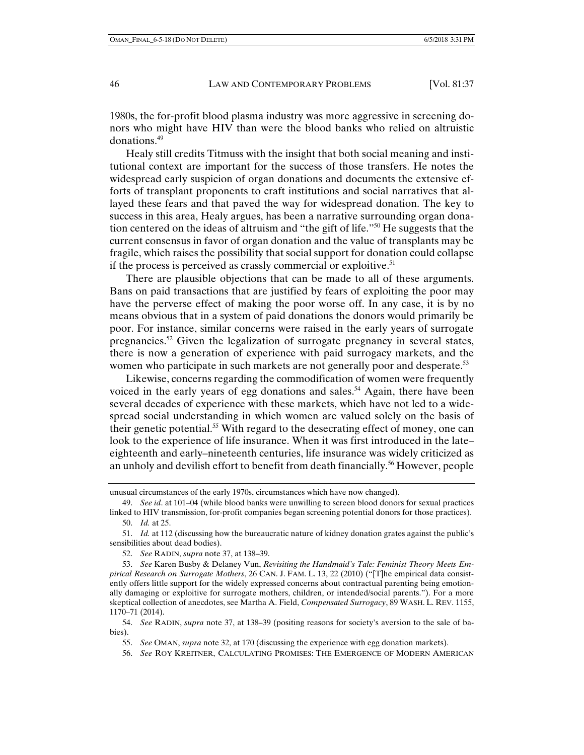1980s, the for-profit blood plasma industry was more aggressive in screening donors who might have HIV than were the blood banks who relied on altruistic donations.[49]

Healy still credits Titmuss with the insight that both social meaning and institutional context are important for the success of those transfers. He notes the widespread early suspicion of organ donations and documents the extensive efforts of transplant proponents to craft institutions and social narratives that allayed these fears and that paved the way for widespread donation. The key to success in this area, Healy argues, has been a narrative surrounding organ donation centered on the ideas of altruism and "the gift of life."[50] He suggests that the current consensus in favor of organ donation and the value of transplants may be fragile, which raises the possibility that social support for donation could collapse if the process is perceived as crassly commercial or exploitive.[51]

There are plausible objections that can be made to all of these arguments. Bans on paid transactions that are justified by fears of exploiting the poor may have the perverse effect of making the poor worse off. In any case, it is by no means obvious that in a system of paid donations the donors would primarily be poor. For instance, similar concerns were raised in the early years of surrogate pregnancies.[52] Given the legalization of surrogate pregnancy in several states, there is now a generation of experience with paid surrogacy markets, and the women who participate in such markets are not generally poor and desperate.[53]

Likewise, concerns regarding the commodification of women were frequently voiced in the early years of egg donations and sales.[54] Again, there have been several decades of experience with these markets, which have not led to a widespread social understanding in which women are valued solely on the basis of their genetic potential.[55] With regard to the desecrating effect of money, one can look to the experience of life insurance. When it was first introduced in the late–eighteenth and early–nineteenth centuries, life insurance was widely criticized as an unholy and devilish effort to benefit from death financially.[56] However, people

---

unusual circumstances of the early 1970s, circumstances which have now changed).

49. *See id*. at 101–04 (while blood banks were unwilling to screen blood donors for sexual practices linked to HIV transmission, for-profit companies began screening potential donors for those practices).

50. *Id.* at 25.

51. *Id.* at 112 (discussing how the bureaucratic nature of kidney donation grates against the public's sensibilities about dead bodies).

52. *See* RADIN, *supra* note 37, at 138–39.

53. *See* Karen Busby & Delaney Vun, *Revisiting the Handmaid's Tale: Feminist Theory Meets Empirical Research on Surrogate Mothers*, 26 CAN. J. FAM. L. 13, 22 (2010) ("[T]he empirical data consistently offers little support for the widely expressed concerns about contractual parenting being emotionally damaging or exploitive for surrogate mothers, children, or intended/social parents."). For a more skeptical collection of anecdotes, see Martha A. Field, *Compensated Surrogacy*, 89 WASH. L. REV. 1155, 1170–71 (2014).

54. *See* RADIN, *supra* note 37, at 138–39 (positing reasons for society's aversion to the sale of babies).

55. *See* OMAN, *supra* note 32, at 170 (discussing the experience with egg donation markets).

56. *See* ROY KREITNER, CALCULATING PROMISES: THE EMERGENCE OF MODERN AMERICAN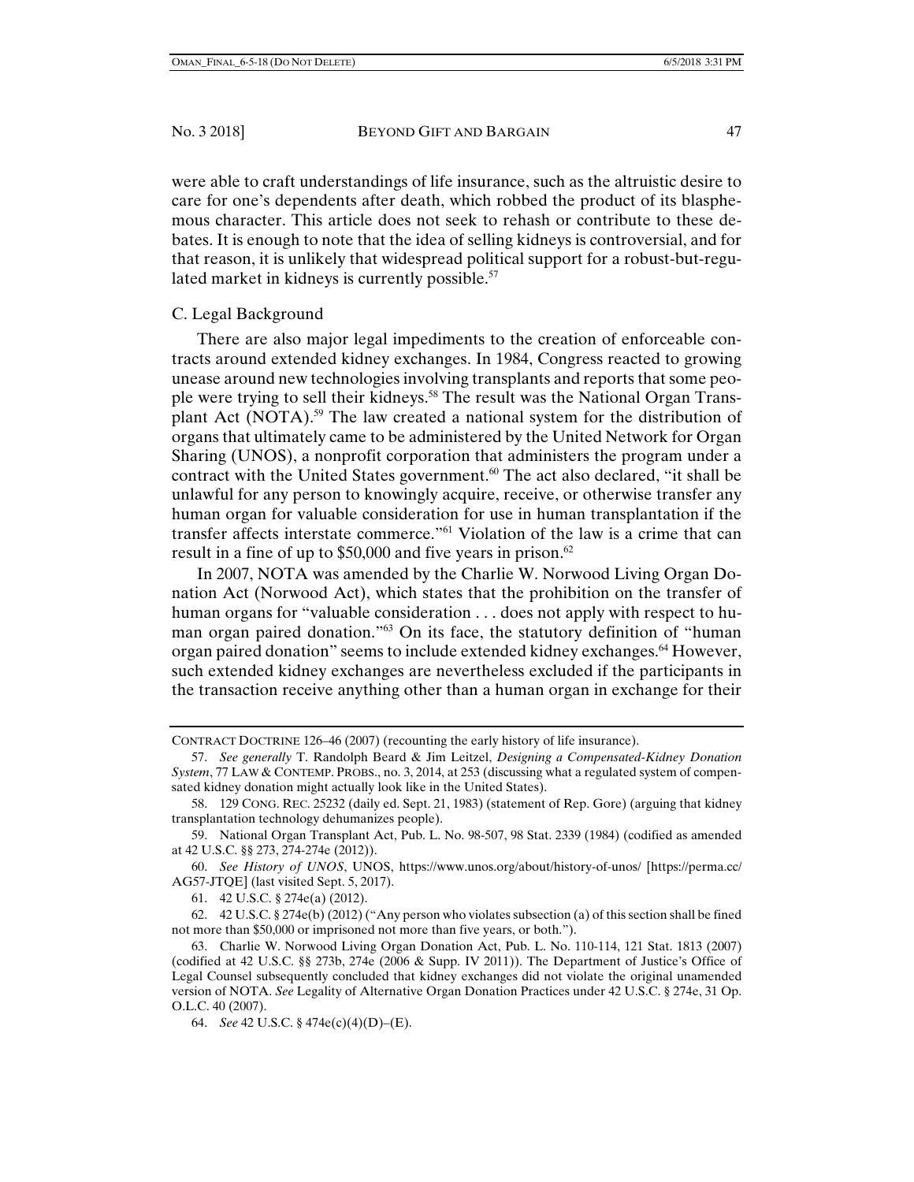were able to craft understandings of life insurance, such as the altruistic desire to care for one's dependents after death, which robbed the product of its blasphemous character. This article does not seek to rehash or contribute to these debates. It is enough to note that the idea of selling kidneys is controversial, and for that reason, it is unlikely that widespread political support for a robust-but-regulated market in kidneys is currently possible.[57]

### C. Legal Background

There are also major legal impediments to the creation of enforceable contracts around extended kidney exchanges. In 1984, Congress reacted to growing unease around new technologies involving transplants and reports that some people were trying to sell their kidneys.[58] The result was the National Organ Transplant Act (NOTA).[59] The law created a national system for the distribution of organs that ultimately came to be administered by the United Network for Organ Sharing (UNOS), a nonprofit corporation that administers the program under a contract with the United States government.[60] The act also declared, "it shall be unlawful for any person to knowingly acquire, receive, or otherwise transfer any human organ for valuable consideration for use in human transplantation if the transfer affects interstate commerce."[61] Violation of the law is a crime that can result in a fine of up to $50,000 and five years in prison.[62]

In 2007, NOTA was amended by the Charlie W. Norwood Living Organ Donation Act (Norwood Act), which states that the prohibition on the transfer of human organs for "valuable consideration . . . does not apply with respect to human organ paired donation."[63] On its face, the statutory definition of "human organ paired donation" seems to include extended kidney exchanges.[64] However, such extended kidney exchanges are nevertheless excluded if the participants in the transaction receive anything other than a human organ in exchange for their

---

CONTRACT DOCTRINE 126–46 (2007) (recounting the early history of life insurance).

57. *See generally* T. Randolph Beard & Jim Leitzel, *Designing a Compensated-Kidney Donation System*, 77 LAW & CONTEMP. PROBS., no. 3, 2014, at 253 (discussing what a regulated system of compensated kidney donation might actually look like in the United States).

58. 129 CONG. REC. 25232 (daily ed. Sept. 21, 1983) (statement of Rep. Gore) (arguing that kidney transplantation technology dehumanizes people).

59. National Organ Transplant Act, Pub. L. No. 98-507, 98 Stat. 2339 (1984) (codified as amended at 42 U.S.C. §§ 273, 274-274e (2012)).

60. *See History of UNOS*, UNOS, https://www.unos.org/about/history-of-unos/ [https://perma.cc/AG57-JTQE] (last visited Sept. 5, 2017).

61. 42 U.S.C. § 274e(a) (2012).

62. 42 U.S.C. § 274e(b) (2012) ("Any person who violates subsection (a) of this section shall be fined not more than $50,000 or imprisoned not more than five years, or both.").

63. Charlie W. Norwood Living Organ Donation Act, Pub. L. No. 110-114, 121 Stat. 1813 (2007) (codified at 42 U.S.C. §§ 273b, 274e (2006 & Supp. IV 2011)). The Department of Justice's Office of Legal Counsel subsequently concluded that kidney exchanges did not violate the original unamended version of NOTA. *See* Legality of Alternative Organ Donation Practices under 42 U.S.C. § 274e, 31 Op. O.L.C. 40 (2007).

64. *See* 42 U.S.C. § 474e(c)(4)(D)–(E).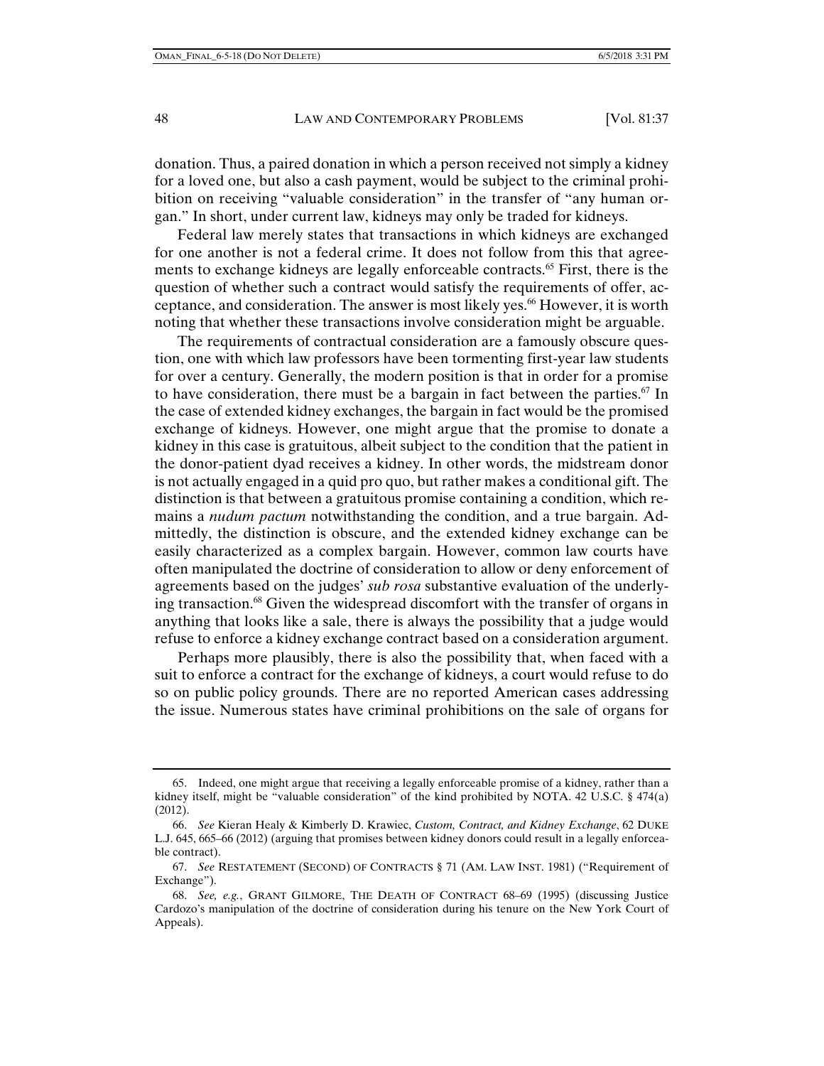donation. Thus, a paired donation in which a person received not simply a kidney for a loved one, but also a cash payment, would be subject to the criminal prohibition on receiving "valuable consideration" in the transfer of "any human organ." In short, under current law, kidneys may only be traded for kidneys.

Federal law merely states that transactions in which kidneys are exchanged for one another is not a federal crime. It does not follow from this that agreements to exchange kidneys are legally enforceable contracts.[65] First, there is the question of whether such a contract would satisfy the requirements of offer, acceptance, and consideration. The answer is most likely yes.[66] However, it is worth noting that whether these transactions involve consideration might be arguable.

The requirements of contractual consideration are a famously obscure question, one with which law professors have been tormenting first-year law students for over a century. Generally, the modern position is that in order for a promise to have consideration, there must be a bargain in fact between the parties.[67] In the case of extended kidney exchanges, the bargain in fact would be the promised exchange of kidneys. However, one might argue that the promise to donate a kidney in this case is gratuitous, albeit subject to the condition that the patient in the donor-patient dyad receives a kidney. In other words, the midstream donor is not actually engaged in a quid pro quo, but rather makes a conditional gift. The distinction is that between a gratuitous promise containing a condition, which remains a *nudum pactum* notwithstanding the condition, and a true bargain. Admittedly, the distinction is obscure, and the extended kidney exchange can be easily characterized as a complex bargain. However, common law courts have often manipulated the doctrine of consideration to allow or deny enforcement of agreements based on the judges' *sub rosa* substantive evaluation of the underlying transaction.[68] Given the widespread discomfort with the transfer of organs in anything that looks like a sale, there is always the possibility that a judge would refuse to enforce a kidney exchange contract based on a consideration argument.

Perhaps more plausibly, there is also the possibility that, when faced with a suit to enforce a contract for the exchange of kidneys, a court would refuse to do so on public policy grounds. There are no reported American cases addressing the issue. Numerous states have criminal prohibitions on the sale of organs for

---

65. Indeed, one might argue that receiving a legally enforceable promise of a kidney, rather than a kidney itself, might be "valuable consideration" of the kind prohibited by NOTA. 42 U.S.C. § 474(a) (2012).

66. *See* Kieran Healy & Kimberly D. Krawiec, *Custom, Contract, and Kidney Exchange*, 62 DUKE L.J. 645, 665–66 (2012) (arguing that promises between kidney donors could result in a legally enforceable contract).

67. *See* RESTATEMENT (SECOND) OF CONTRACTS § 71 (AM. LAW INST. 1981) ("Requirement of Exchange").

68. *See, e.g.*, GRANT GILMORE, THE DEATH OF CONTRACT 68–69 (1995) (discussing Justice Cardozo's manipulation of the doctrine of consideration during his tenure on the New York Court of Appeals).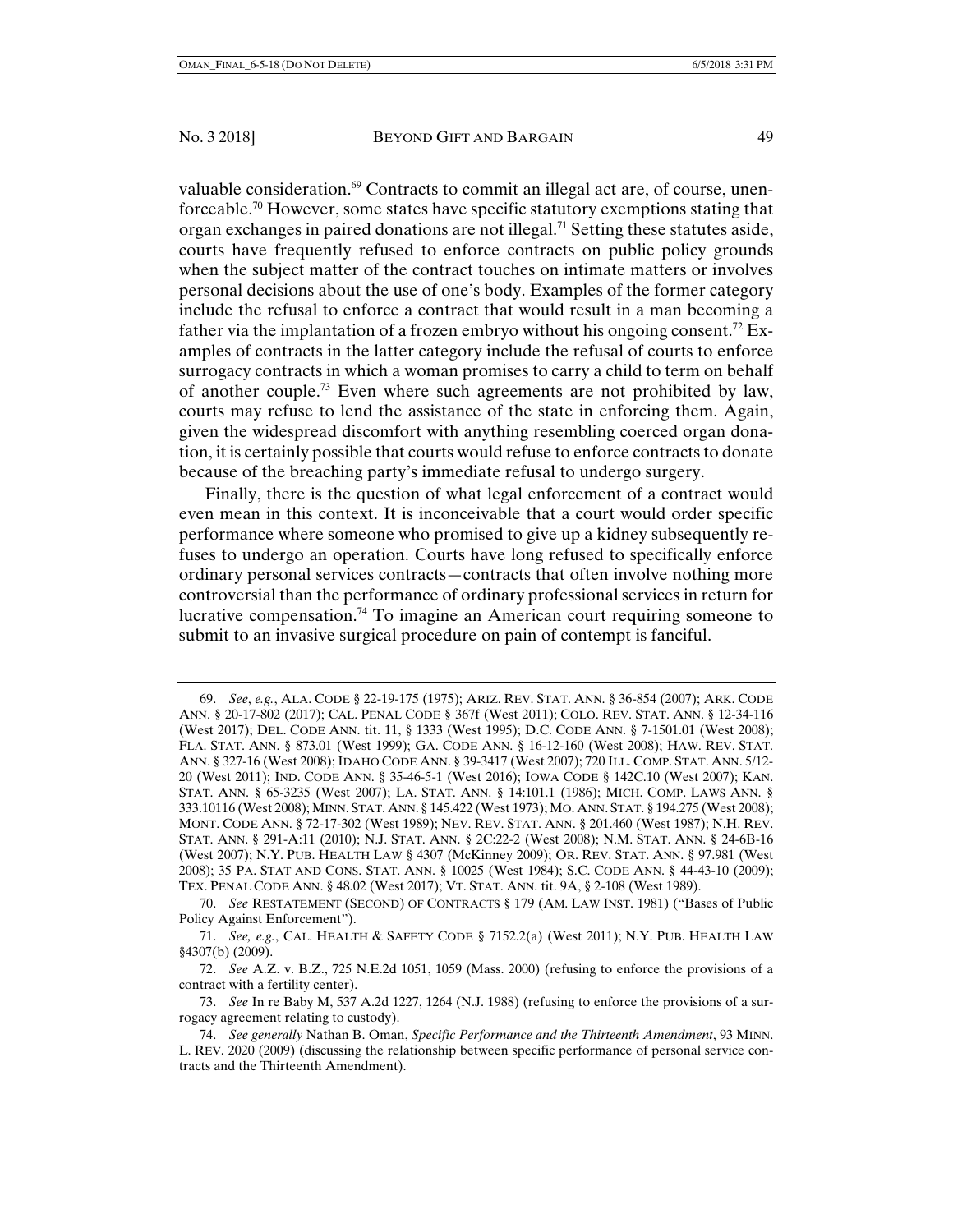valuable consideration.[69] Contracts to commit an illegal act are, of course, unenforceable.[70] However, some states have specific statutory exemptions stating that organ exchanges in paired donations are not illegal.[71] Setting these statutes aside, courts have frequently refused to enforce contracts on public policy grounds when the subject matter of the contract touches on intimate matters or involves personal decisions about the use of one's body. Examples of the former category include the refusal to enforce a contract that would result in a man becoming a father via the implantation of a frozen embryo without his ongoing consent.[72] Examples of contracts in the latter category include the refusal of courts to enforce surrogacy contracts in which a woman promises to carry a child to term on behalf of another couple.[73] Even where such agreements are not prohibited by law, courts may refuse to lend the assistance of the state in enforcing them. Again, given the widespread discomfort with anything resembling coerced organ donation, it is certainly possible that courts would refuse to enforce contracts to donate because of the breaching party's immediate refusal to undergo surgery.

Finally, there is the question of what legal enforcement of a contract would even mean in this context. It is inconceivable that a court would order specific performance where someone who promised to give up a kidney subsequently refuses to undergo an operation. Courts have long refused to specifically enforce ordinary personal services contracts—contracts that often involve nothing more controversial than the performance of ordinary professional services in return for lucrative compensation.[74] To imagine an American court requiring someone to submit to an invasive surgical procedure on pain of contempt is fanciful.

---

69. *See, e.g.*, ALA. CODE § 22-19-175 (1975); ARIZ. REV. STAT. ANN. § 36-854 (2007); ARK. CODE ANN. § 20-17-802 (2017); CAL. PENAL CODE § 367f (West 2011); COLO. REV. STAT. ANN. § 12-34-116 (West 2017); DEL. CODE ANN. tit. 11, § 1333 (West 1995); D.C. CODE ANN. § 7-1501.01 (West 2008); FLA. STAT. ANN. § 873.01 (West 1999); GA. CODE ANN. § 16-12-160 (West 2008); HAW. REV. STAT. ANN. § 327-16 (West 2008); IDAHO CODE ANN. § 39-3417 (West 2007); 720 ILL. COMP. STAT. ANN. 5/12-20 (West 2011); IND. CODE ANN. § 35-46-5-1 (West 2016); IOWA CODE § 142C.10 (West 2007); KAN. STAT. ANN. § 65-3235 (West 2007); LA. STAT. ANN. § 14:101.1 (1986); MICH. COMP. LAWS ANN. § 333.10116 (West 2008); MINN. STAT. ANN. § 145.422 (West 1973); MO. ANN. STAT. § 194.275 (West 2008); MONT. CODE ANN. § 72-17-302 (West 1989); NEV. REV. STAT. ANN. § 201.460 (West 1987); N.H. REV. STAT. ANN. § 291-A:11 (2010); N.J. STAT. ANN. § 2C:22-2 (West 2008); N.M. STAT. ANN. § 24-6B-16 (West 2007); N.Y. PUB. HEALTH LAW § 4307 (McKinney 2009); OR. REV. STAT. ANN. § 97.981 (West 2008); 35 PA. STAT AND CONS. STAT. ANN. § 10025 (West 1984); S.C. CODE ANN. § 44-43-10 (2009); TEX. PENAL CODE ANN. § 48.02 (West 2017); VT. STAT. ANN. tit. 9A, § 2-108 (West 1989).

70. *See* RESTATEMENT (SECOND) OF CONTRACTS § 179 (AM. LAW INST. 1981) ("Bases of Public Policy Against Enforcement").

71. *See, e.g.*, CAL. HEALTH & SAFETY CODE § 7152.2(a) (West 2011); N.Y. PUB. HEALTH LAW §4307(b) (2009).

72. *See* A.Z. v. B.Z., 725 N.E.2d 1051, 1059 (Mass. 2000) (refusing to enforce the provisions of a contract with a fertility center).

73. *See* In re Baby M, 537 A.2d 1227, 1264 (N.J. 1988) (refusing to enforce the provisions of a surrogacy agreement relating to custody).

74. *See generally* Nathan B. Oman, *Specific Performance and the Thirteenth Amendment*, 93 MINN. L. REV. 2020 (2009) (discussing the relationship between specific performance of personal service contracts and the Thirteenth Amendment).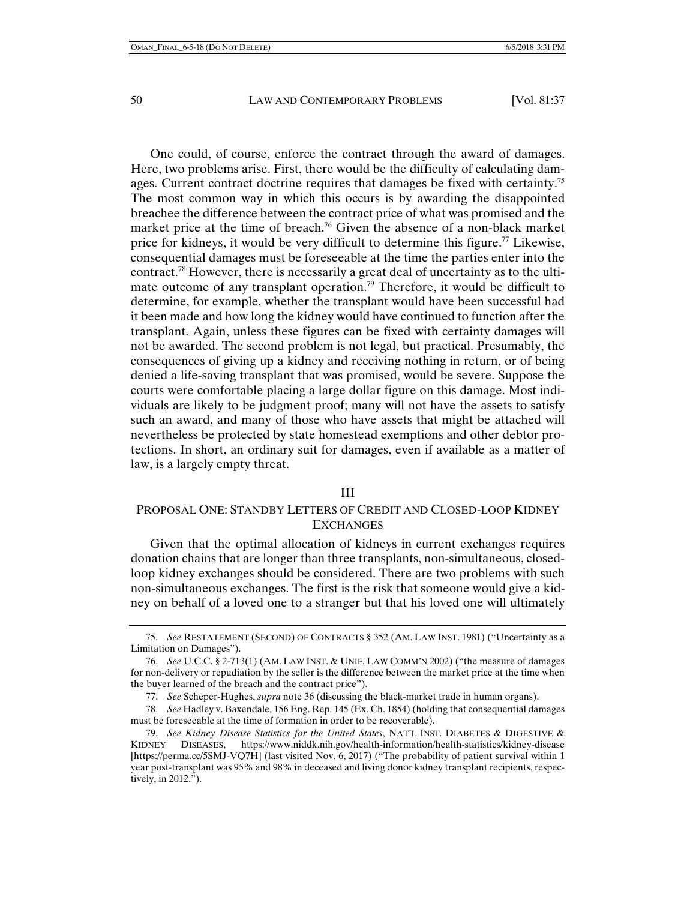One could, of course, enforce the contract through the award of damages. Here, two problems arise. First, there would be the difficulty of calculating damages. Current contract doctrine requires that damages be fixed with certainty.[75] The most common way in which this occurs is by awarding the disappointed breachee the difference between the contract price of what was promised and the market price at the time of breach.[76] Given the absence of a non-black market price for kidneys, it would be very difficult to determine this figure.[77] Likewise, consequential damages must be foreseeable at the time the parties enter into the contract.[78] However, there is necessarily a great deal of uncertainty as to the ultimate outcome of any transplant operation.[79] Therefore, it would be difficult to determine, for example, whether the transplant would have been successful had it been made and how long the kidney would have continued to function after the transplant. Again, unless these figures can be fixed with certainty damages will not be awarded. The second problem is not legal, but practical. Presumably, the consequences of giving up a kidney and receiving nothing in return, or of being denied a life-saving transplant that was promised, would be severe. Suppose the courts were comfortable placing a large dollar figure on this damage. Most individuals are likely to be judgment proof; many will not have the assets to satisfy such an award, and many of those who have assets that might be attached will nevertheless be protected by state homestead exemptions and other debtor protections. In short, an ordinary suit for damages, even if available as a matter of law, is a largely empty threat.

## III

## PROPOSAL ONE: STANDBY LETTERS OF CREDIT AND CLOSED-LOOP KIDNEY EXCHANGES

Given that the optimal allocation of kidneys in current exchanges requires donation chains that are longer than three transplants, non-simultaneous, closed-loop kidney exchanges should be considered. There are two problems with such non-simultaneous exchanges. The first is the risk that someone would give a kidney on behalf of a loved one to a stranger but that his loved one will ultimately

---

75. *See* RESTATEMENT (SECOND) OF CONTRACTS § 352 (AM. LAW INST. 1981) ("Uncertainty as a Limitation on Damages").

76. *See* U.C.C. § 2-713(1) (AM. LAW INST. & UNIF. LAW COMM'N 2002) ("the measure of damages for non-delivery or repudiation by the seller is the difference between the market price at the time when the buyer learned of the breach and the contract price").

77. *See* Scheper-Hughes, *supra* note 36 (discussing the black-market trade in human organs).

78. *See* Hadley v. Baxendale, 156 Eng. Rep. 145 (Ex. Ch. 1854) (holding that consequential damages must be foreseeable at the time of formation in order to be recoverable).

79. *See Kidney Disease Statistics for the United States*, NAT'L INST. DIABETES & DIGESTIVE & KIDNEY DISEASES, https://www.niddk.nih.gov/health-information/health-statistics/kidney-disease [https://perma.cc/5SMJ-VQ7H] (last visited Nov. 6, 2017) ("The probability of patient survival within 1 year post-transplant was 95% and 98% in deceased and living donor kidney transplant recipients, respectively, in 2012.").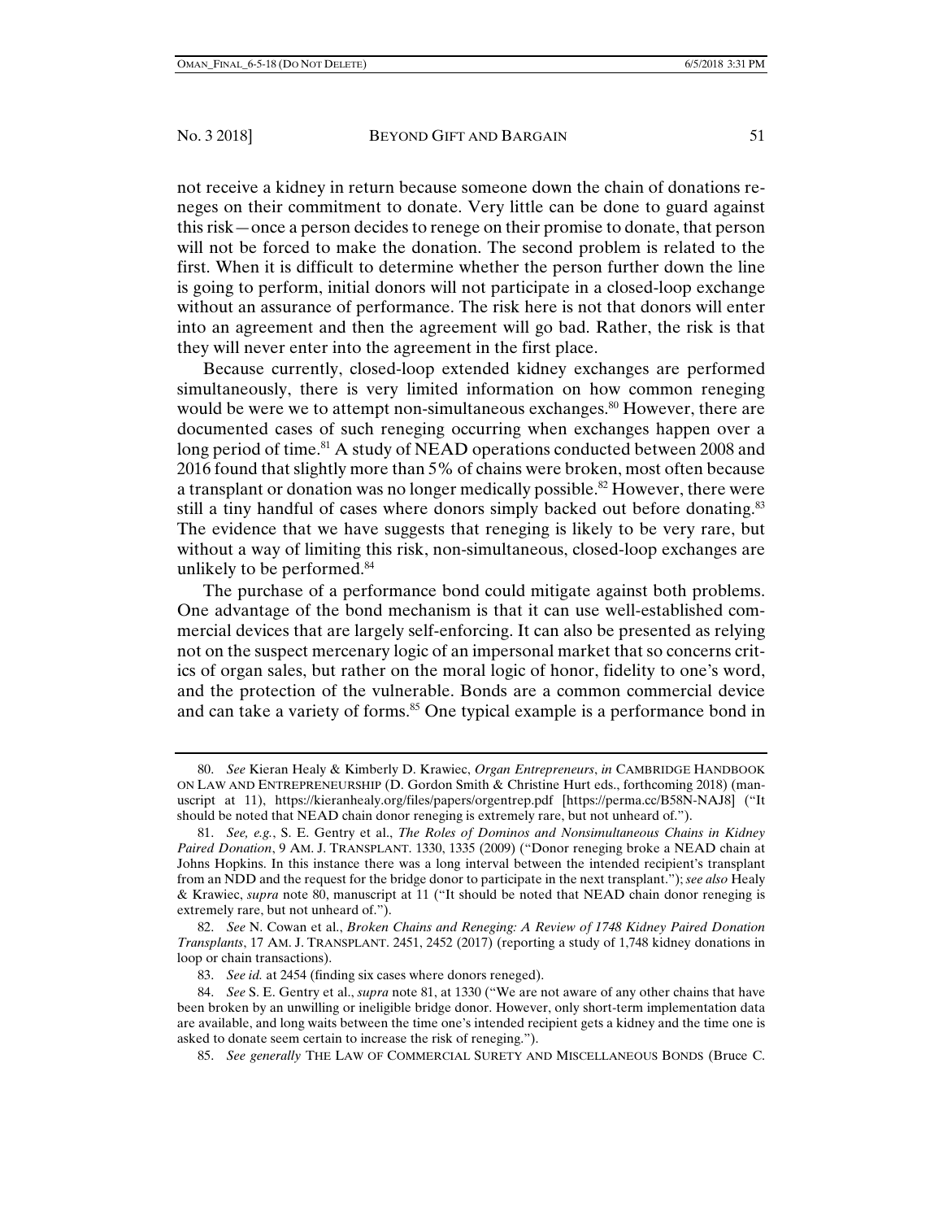not receive a kidney in return because someone down the chain of donations reneges on their commitment to donate. Very little can be done to guard against this risk—once a person decides to renege on their promise to donate, that person will not be forced to make the donation. The second problem is related to the first. When it is difficult to determine whether the person further down the line is going to perform, initial donors will not participate in a closed-loop exchange without an assurance of performance. The risk here is not that donors will enter into an agreement and then the agreement will go bad. Rather, the risk is that they will never enter into the agreement in the first place.

Because currently, closed-loop extended kidney exchanges are performed simultaneously, there is very limited information on how common reneging would be were we to attempt non-simultaneous exchanges.[80] However, there are documented cases of such reneging occurring when exchanges happen over a long period of time.[81] A study of NEAD operations conducted between 2008 and 2016 found that slightly more than 5% of chains were broken, most often because a transplant or donation was no longer medically possible.[82] However, there were still a tiny handful of cases where donors simply backed out before donating.[83] The evidence that we have suggests that reneging is likely to be very rare, but without a way of limiting this risk, non-simultaneous, closed-loop exchanges are unlikely to be performed.[84]

The purchase of a performance bond could mitigate against both problems. One advantage of the bond mechanism is that it can use well-established commercial devices that are largely self-enforcing. It can also be presented as relying not on the suspect mercenary logic of an impersonal market that so concerns critics of organ sales, but rather on the moral logic of honor, fidelity to one's word, and the protection of the vulnerable. Bonds are a common commercial device and can take a variety of forms.[85] One typical example is a performance bond in

---

80. *See* Kieran Healy & Kimberly D. Krawiec, *Organ Entrepreneurs*, *in* CAMBRIDGE HANDBOOK ON LAW AND ENTREPRENEURSHIP (D. Gordon Smith & Christine Hurt eds., forthcoming 2018) (manuscript at 11), https://kieranhealy.org/files/papers/orgentrep.pdf [https://perma.cc/B58N-NAJ8] ("It should be noted that NEAD chain donor reneging is extremely rare, but not unheard of.").

81. *See, e.g.*, S. E. Gentry et al., *The Roles of Dominos and Nonsimultaneous Chains in Kidney Paired Donation*, 9 AM. J. TRANSPLANT. 1330, 1335 (2009) ("Donor reneging broke a NEAD chain at Johns Hopkins. In this instance there was a long interval between the intended recipient's transplant from an NDD and the request for the bridge donor to participate in the next transplant."); *see also* Healy & Krawiec, *supra* note 80, manuscript at 11 ("It should be noted that NEAD chain donor reneging is extremely rare, but not unheard of.").

82. *See* N. Cowan et al., *Broken Chains and Reneging: A Review of 1748 Kidney Paired Donation Transplants*, 17 AM. J. TRANSPLANT. 2451, 2452 (2017) (reporting a study of 1,748 kidney donations in loop or chain transactions).

83. *See id.* at 2454 (finding six cases where donors reneged).

84. *See* S. E. Gentry et al., *supra* note 81, at 1330 ("We are not aware of any other chains that have been broken by an unwilling or ineligible bridge donor. However, only short-term implementation data are available, and long waits between the time one's intended recipient gets a kidney and the time one is asked to donate seem certain to increase the risk of reneging.").

85. *See generally* THE LAW OF COMMERCIAL SURETY AND MISCELLANEOUS BONDS (Bruce C.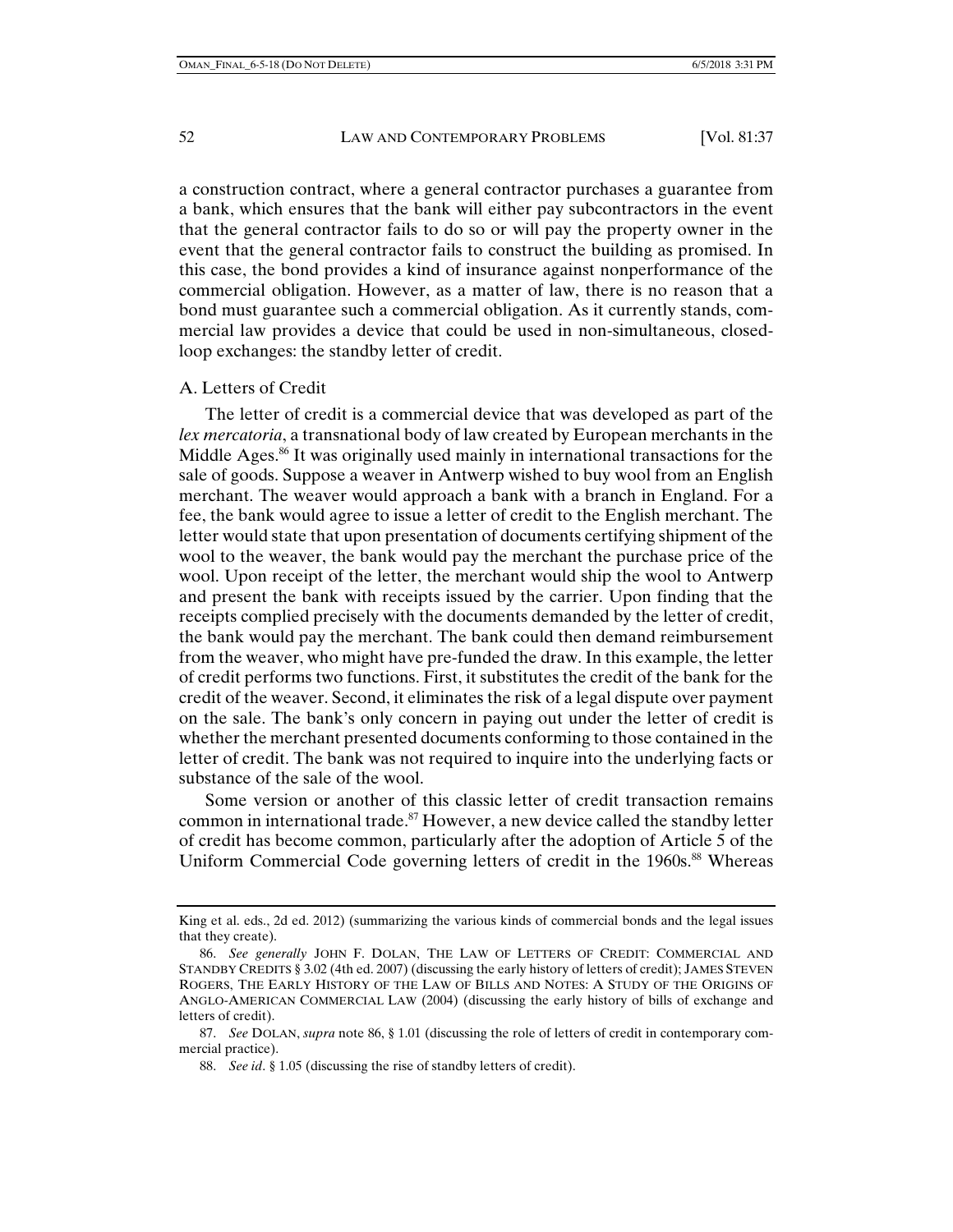a construction contract, where a general contractor purchases a guarantee from a bank, which ensures that the bank will either pay subcontractors in the event that the general contractor fails to do so or will pay the property owner in the event that the general contractor fails to construct the building as promised. In this case, the bond provides a kind of insurance against nonperformance of the commercial obligation. However, as a matter of law, there is no reason that a bond must guarantee such a commercial obligation. As it currently stands, commercial law provides a device that could be used in non-simultaneous, closed-loop exchanges: the standby letter of credit.

## A. Letters of Credit

The letter of credit is a commercial device that was developed as part of the *lex mercatoria*, a transnational body of law created by European merchants in the Middle Ages.[86] It was originally used mainly in international transactions for the sale of goods. Suppose a weaver in Antwerp wished to buy wool from an English merchant. The weaver would approach a bank with a branch in England. For a fee, the bank would agree to issue a letter of credit to the English merchant. The letter would state that upon presentation of documents certifying shipment of the wool to the weaver, the bank would pay the merchant the purchase price of the wool. Upon receipt of the letter, the merchant would ship the wool to Antwerp and present the bank with receipts issued by the carrier. Upon finding that the receipts complied precisely with the documents demanded by the letter of credit, the bank would pay the merchant. The bank could then demand reimbursement from the weaver, who might have pre-funded the draw. In this example, the letter of credit performs two functions. First, it substitutes the credit of the bank for the credit of the weaver. Second, it eliminates the risk of a legal dispute over payment on the sale. The bank's only concern in paying out under the letter of credit is whether the merchant presented documents conforming to those contained in the letter of credit. The bank was not required to inquire into the underlying facts or substance of the sale of the wool.

Some version or another of this classic letter of credit transaction remains common in international trade.[87] However, a new device called the standby letter of credit has become common, particularly after the adoption of Article 5 of the Uniform Commercial Code governing letters of credit in the 1960s.[88] Whereas

---

King et al. eds., 2d ed. 2012) (summarizing the various kinds of commercial bonds and the legal issues that they create).

86. *See generally* JOHN F. DOLAN, THE LAW OF LETTERS OF CREDIT: COMMERCIAL AND STANDBY CREDITS § 3.02 (4th ed. 2007) (discussing the early history of letters of credit); JAMES STEVEN ROGERS, THE EARLY HISTORY OF THE LAW OF BILLS AND NOTES: A STUDY OF THE ORIGINS OF ANGLO-AMERICAN COMMERCIAL LAW (2004) (discussing the early history of bills of exchange and letters of credit).

87. *See* DOLAN, *supra* note 86, § 1.01 (discussing the role of letters of credit in contemporary commercial practice).

88. *See id*. § 1.05 (discussing the rise of standby letters of credit).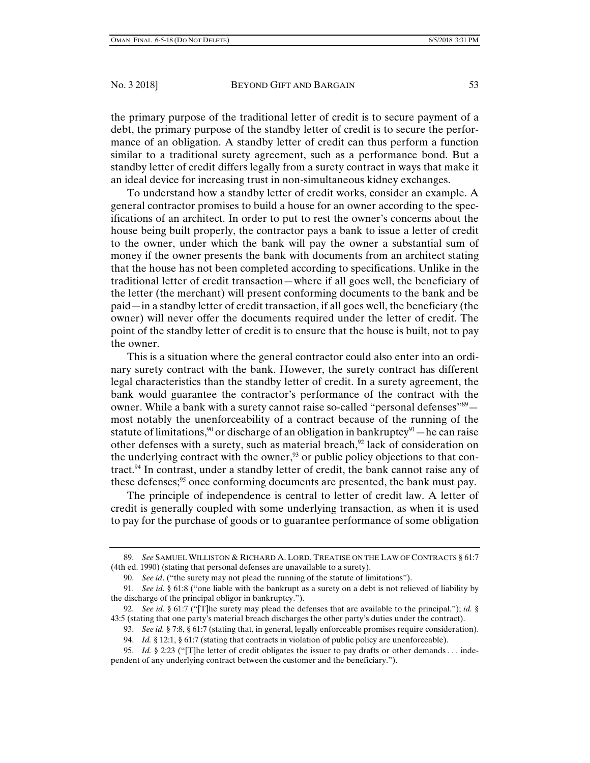the primary purpose of the traditional letter of credit is to secure payment of a debt, the primary purpose of the standby letter of credit is to secure the performance of an obligation. A standby letter of credit can thus perform a function similar to a traditional surety agreement, such as a performance bond. But a standby letter of credit differs legally from a surety contract in ways that make it an ideal device for increasing trust in non-simultaneous kidney exchanges.

To understand how a standby letter of credit works, consider an example. A general contractor promises to build a house for an owner according to the specifications of an architect. In order to put to rest the owner's concerns about the house being built properly, the contractor pays a bank to issue a letter of credit to the owner, under which the bank will pay the owner a substantial sum of money if the owner presents the bank with documents from an architect stating that the house has not been completed according to specifications. Unlike in the traditional letter of credit transaction—where if all goes well, the beneficiary of the letter (the merchant) will present conforming documents to the bank and be paid—in a standby letter of credit transaction, if all goes well, the beneficiary (the owner) will never offer the documents required under the letter of credit. The point of the standby letter of credit is to ensure that the house is built, not to pay the owner.

This is a situation where the general contractor could also enter into an ordinary surety contract with the bank. However, the surety contract has different legal characteristics than the standby letter of credit. In a surety agreement, the bank would guarantee the contractor's performance of the contract with the owner. While a bank with a surety cannot raise so-called "personal defenses"[89]—most notably the unenforceability of a contract because of the running of the statute of limitations,[90] or discharge of an obligation in bankruptcy[91]—he can raise other defenses with a surety, such as material breach,[92] lack of consideration on the underlying contract with the owner,[93] or public policy objections to that contract.[94] In contrast, under a standby letter of credit, the bank cannot raise any of these defenses;[95] once conforming documents are presented, the bank must pay.

The principle of independence is central to letter of credit law. A letter of credit is generally coupled with some underlying transaction, as when it is used to pay for the purchase of goods or to guarantee performance of some obligation

---

89. *See* SAMUEL WILLISTON & RICHARD A. LORD, TREATISE ON THE LAW OF CONTRACTS § 61:7 (4th ed. 1990) (stating that personal defenses are unavailable to a surety).

90. *See id*. ("the surety may not plead the running of the statute of limitations").

91. *See id*. § 61:8 ("one liable with the bankrupt as a surety on a debt is not relieved of liability by the discharge of the principal obligor in bankruptcy.").

92. *See id*. § 61:7 ("[T]he surety may plead the defenses that are available to the principal."); *id.* § 43:5 (stating that one party's material breach discharges the other party's duties under the contract).

93. *See id.* § 7:8, § 61:7 (stating that, in general, legally enforceable promises require consideration).

94. *Id.* § 12:1, § 61:7 (stating that contracts in violation of public policy are unenforceable).

95. *Id.* § 2:23 ("[T]he letter of credit obligates the issuer to pay drafts or other demands . . . independent of any underlying contract between the customer and the beneficiary.").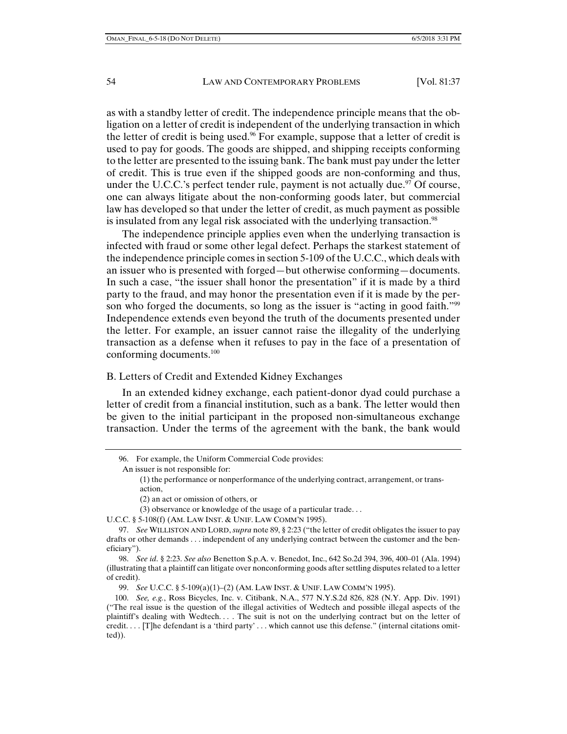as with a standby letter of credit. The independence principle means that the obligation on a letter of credit is independent of the underlying transaction in which the letter of credit is being used.[96] For example, suppose that a letter of credit is used to pay for goods. The goods are shipped, and shipping receipts conforming to the letter are presented to the issuing bank. The bank must pay under the letter of credit. This is true even if the shipped goods are non-conforming and thus, under the U.C.C.'s perfect tender rule, payment is not actually due.[97] Of course, one can always litigate about the non-conforming goods later, but commercial law has developed so that under the letter of credit, as much payment as possible is insulated from any legal risk associated with the underlying transaction.[98]

The independence principle applies even when the underlying transaction is infected with fraud or some other legal defect. Perhaps the starkest statement of the independence principle comes in section 5-109 of the U.C.C., which deals with an issuer who is presented with forged—but otherwise conforming—documents. In such a case, "the issuer shall honor the presentation" if it is made by a third party to the fraud, and may honor the presentation even if it is made by the person who forged the documents, so long as the issuer is "acting in good faith."[99] Independence extends even beyond the truth of the documents presented under the letter. For example, an issuer cannot raise the illegality of the underlying transaction as a defense when it refuses to pay in the face of a presentation of conforming documents.[100]

## B. Letters of Credit and Extended Kidney Exchanges

In an extended kidney exchange, each patient-donor dyad could purchase a letter of credit from a financial institution, such as a bank. The letter would then be given to the initial participant in the proposed non-simultaneous exchange transaction. Under the terms of the agreement with the bank, the bank would

---

96. For example, the Uniform Commercial Code provides:

An issuer is not responsible for:

> (1) the performance or nonperformance of the underlying contract, arrangement, or transaction,
>
> (2) an act or omission of others, or
>
> (3) observance or knowledge of the usage of a particular trade. . .

U.C.C. § 5-108(f) (AM. LAW INST. & UNIF. LAW COMM'N 1995).

97. *See* WILLISTON AND LORD, *supra* note 89, § 2:23 ("the letter of credit obligates the issuer to pay drafts or other demands . . . independent of any underlying contract between the customer and the beneficiary").

98. *See id*. § 2:23. *See also* Benetton S.p.A. v. Benedot, Inc., 642 So.2d 394, 396, 400–01 (Ala. 1994) (illustrating that a plaintiff can litigate over nonconforming goods after settling disputes related to a letter of credit).

99. *See* U.C.C. § 5-109(a)(1)–(2) (AM. LAW INST. & UNIF. LAW COMM'N 1995).

100. *See, e.g.*, Ross Bicycles, Inc. v. Citibank, N.A., 577 N.Y.S.2d 826, 828 (N.Y. App. Div. 1991) ("The real issue is the question of the illegal activities of Wedtech and possible illegal aspects of the plaintiff's dealing with Wedtech. . . . The suit is not on the underlying contract but on the letter of credit. . . . [T]he defendant is a 'third party' . . . which cannot use this defense." (internal citations omitted)).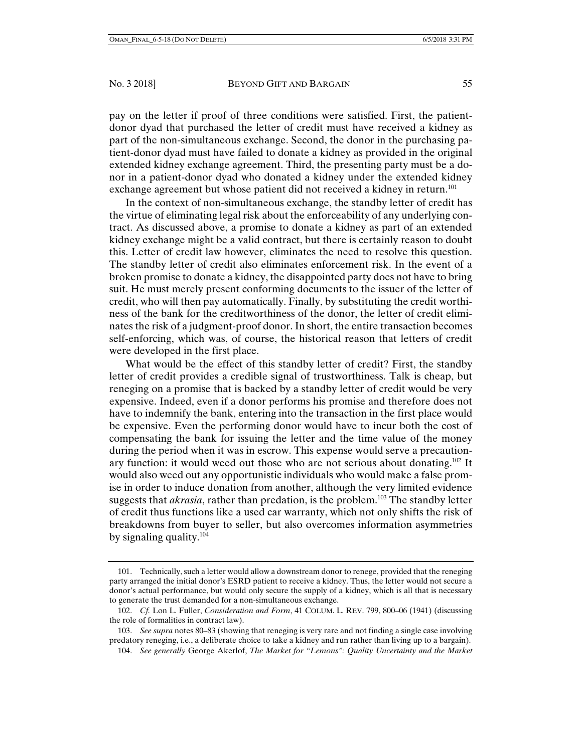pay on the letter if proof of three conditions were satisfied. First, the patient-donor dyad that purchased the letter of credit must have received a kidney as part of the non-simultaneous exchange. Second, the donor in the purchasing patient-donor dyad must have failed to donate a kidney as provided in the original extended kidney exchange agreement. Third, the presenting party must be a donor in a patient-donor dyad who donated a kidney under the extended kidney exchange agreement but whose patient did not received a kidney in return.[101]

In the context of non-simultaneous exchange, the standby letter of credit has the virtue of eliminating legal risk about the enforceability of any underlying contract. As discussed above, a promise to donate a kidney as part of an extended kidney exchange might be a valid contract, but there is certainly reason to doubt this. Letter of credit law however, eliminates the need to resolve this question. The standby letter of credit also eliminates enforcement risk. In the event of a broken promise to donate a kidney, the disappointed party does not have to bring suit. He must merely present conforming documents to the issuer of the letter of credit, who will then pay automatically. Finally, by substituting the credit worthiness of the bank for the creditworthiness of the donor, the letter of credit eliminates the risk of a judgment-proof donor. In short, the entire transaction becomes self-enforcing, which was, of course, the historical reason that letters of credit were developed in the first place.

What would be the effect of this standby letter of credit? First, the standby letter of credit provides a credible signal of trustworthiness. Talk is cheap, but reneging on a promise that is backed by a standby letter of credit would be very expensive. Indeed, even if a donor performs his promise and therefore does not have to indemnify the bank, entering into the transaction in the first place would be expensive. Even the performing donor would have to incur both the cost of compensating the bank for issuing the letter and the time value of the money during the period when it was in escrow. This expense would serve a precautionary function: it would weed out those who are not serious about donating.[102] It would also weed out any opportunistic individuals who would make a false promise in order to induce donation from another, although the very limited evidence suggests that *akrasia*, rather than predation, is the problem.[103] The standby letter of credit thus functions like a used car warranty, which not only shifts the risk of breakdowns from buyer to seller, but also overcomes information asymmetries by signaling quality.[104]

---

101. Technically, such a letter would allow a downstream donor to renege, provided that the reneging party arranged the initial donor's ESRD patient to receive a kidney. Thus, the letter would not secure a donor's actual performance, but would only secure the supply of a kidney, which is all that is necessary to generate the trust demanded for a non-simultaneous exchange.

102. *Cf.* Lon L. Fuller, *Consideration and Form*, 41 COLUM. L. REV. 799, 800–06 (1941) (discussing the role of formalities in contract law).

103. *See supra* notes 80–83 (showing that reneging is very rare and not finding a single case involving predatory reneging, i.e., a deliberate choice to take a kidney and run rather than living up to a bargain).

104. *See generally* George Akerlof, *The Market for "Lemons": Quality Uncertainty and the Market*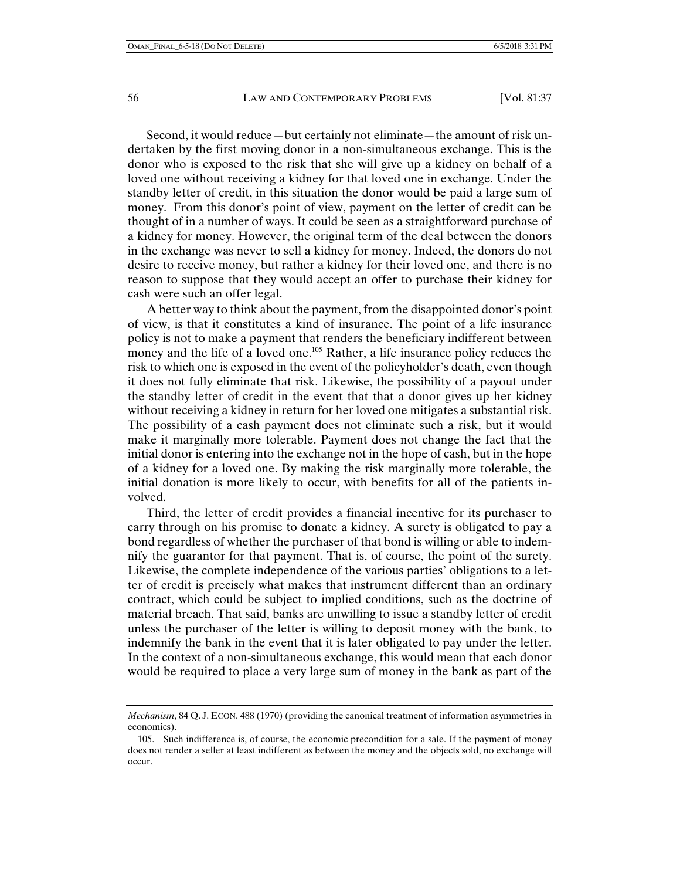Second, it would reduce—but certainly not eliminate—the amount of risk undertaken by the first moving donor in a non-simultaneous exchange. This is the donor who is exposed to the risk that she will give up a kidney on behalf of a loved one without receiving a kidney for that loved one in exchange. Under the standby letter of credit, in this situation the donor would be paid a large sum of money. From this donor's point of view, payment on the letter of credit can be thought of in a number of ways. It could be seen as a straightforward purchase of a kidney for money. However, the original term of the deal between the donors in the exchange was never to sell a kidney for money. Indeed, the donors do not desire to receive money, but rather a kidney for their loved one, and there is no reason to suppose that they would accept an offer to purchase their kidney for cash were such an offer legal.

A better way to think about the payment, from the disappointed donor's point of view, is that it constitutes a kind of insurance. The point of a life insurance policy is not to make a payment that renders the beneficiary indifferent between money and the life of a loved one.[105] Rather, a life insurance policy reduces the risk to which one is exposed in the event of the policyholder's death, even though it does not fully eliminate that risk. Likewise, the possibility of a payout under the standby letter of credit in the event that that a donor gives up her kidney without receiving a kidney in return for her loved one mitigates a substantial risk. The possibility of a cash payment does not eliminate such a risk, but it would make it marginally more tolerable. Payment does not change the fact that the initial donor is entering into the exchange not in the hope of cash, but in the hope of a kidney for a loved one. By making the risk marginally more tolerable, the initial donation is more likely to occur, with benefits for all of the patients involved.

Third, the letter of credit provides a financial incentive for its purchaser to carry through on his promise to donate a kidney. A surety is obligated to pay a bond regardless of whether the purchaser of that bond is willing or able to indemnify the guarantor for that payment. That is, of course, the point of the surety. Likewise, the complete independence of the various parties' obligations to a letter of credit is precisely what makes that instrument different than an ordinary contract, which could be subject to implied conditions, such as the doctrine of material breach. That said, banks are unwilling to issue a standby letter of credit unless the purchaser of the letter is willing to deposit money with the bank, to indemnify the bank in the event that it is later obligated to pay under the letter. In the context of a non-simultaneous exchange, this would mean that each donor would be required to place a very large sum of money in the bank as part of the

---

*Mechanism*, 84 Q. J. ECON. 488 (1970) (providing the canonical treatment of information asymmetries in economics).

105. Such indifference is, of course, the economic precondition for a sale. If the payment of money does not render a seller at least indifferent as between the money and the objects sold, no exchange will occur.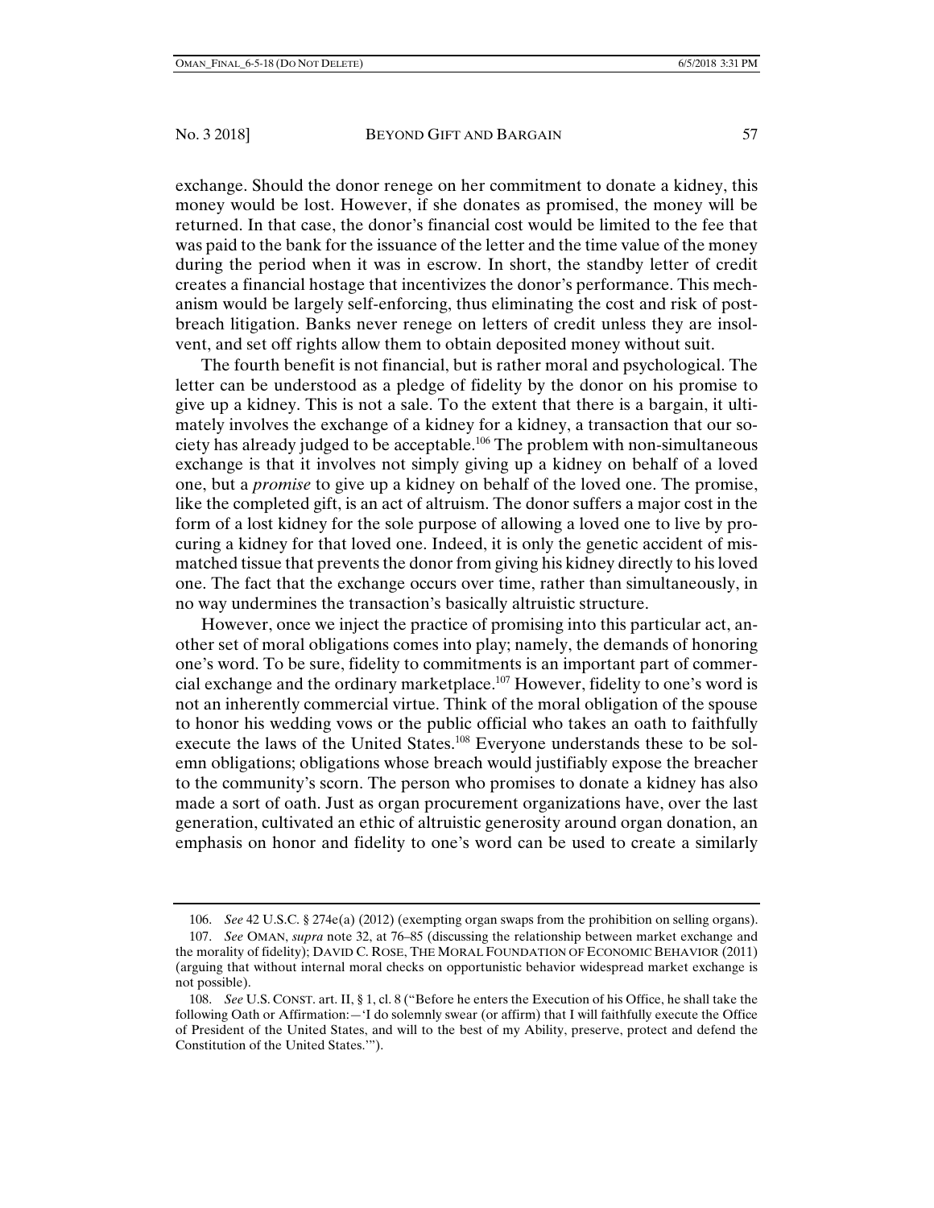exchange. Should the donor renege on her commitment to donate a kidney, this money would be lost. However, if she donates as promised, the money will be returned. In that case, the donor's financial cost would be limited to the fee that was paid to the bank for the issuance of the letter and the time value of the money during the period when it was in escrow. In short, the standby letter of credit creates a financial hostage that incentivizes the donor's performance. This mechanism would be largely self-enforcing, thus eliminating the cost and risk of post-breach litigation. Banks never renege on letters of credit unless they are insolvent, and set off rights allow them to obtain deposited money without suit.

The fourth benefit is not financial, but is rather moral and psychological. The letter can be understood as a pledge of fidelity by the donor on his promise to give up a kidney. This is not a sale. To the extent that there is a bargain, it ultimately involves the exchange of a kidney for a kidney, a transaction that our society has already judged to be acceptable.[106] The problem with non-simultaneous exchange is that it involves not simply giving up a kidney on behalf of a loved one, but a *promise* to give up a kidney on behalf of the loved one. The promise, like the completed gift, is an act of altruism. The donor suffers a major cost in the form of a lost kidney for the sole purpose of allowing a loved one to live by procuring a kidney for that loved one. Indeed, it is only the genetic accident of mismatched tissue that prevents the donor from giving his kidney directly to his loved one. The fact that the exchange occurs over time, rather than simultaneously, in no way undermines the transaction's basically altruistic structure.

However, once we inject the practice of promising into this particular act, another set of moral obligations comes into play; namely, the demands of honoring one's word. To be sure, fidelity to commitments is an important part of commercial exchange and the ordinary marketplace.[107] However, fidelity to one's word is not an inherently commercial virtue. Think of the moral obligation of the spouse to honor his wedding vows or the public official who takes an oath to faithfully execute the laws of the United States.[108] Everyone understands these to be solemn obligations; obligations whose breach would justifiably expose the breacher to the community's scorn. The person who promises to donate a kidney has also made a sort of oath. Just as organ procurement organizations have, over the last generation, cultivated an ethic of altruistic generosity around organ donation, an emphasis on honor and fidelity to one's word can be used to create a similarly

---

106. *See* 42 U.S.C. § 274e(a) (2012) (exempting organ swaps from the prohibition on selling organs).

107. *See* OMAN, *supra* note 32, at 76–85 (discussing the relationship between market exchange and the morality of fidelity); DAVID C. ROSE, THE MORAL FOUNDATION OF ECONOMIC BEHAVIOR (2011) (arguing that without internal moral checks on opportunistic behavior widespread market exchange is not possible).

108. *See* U.S. CONST. art. II, § 1, cl. 8 ("Before he enters the Execution of his Office, he shall take the following Oath or Affirmation:—'I do solemnly swear (or affirm) that I will faithfully execute the Office of President of the United States, and will to the best of my Ability, preserve, protect and defend the Constitution of the United States.'").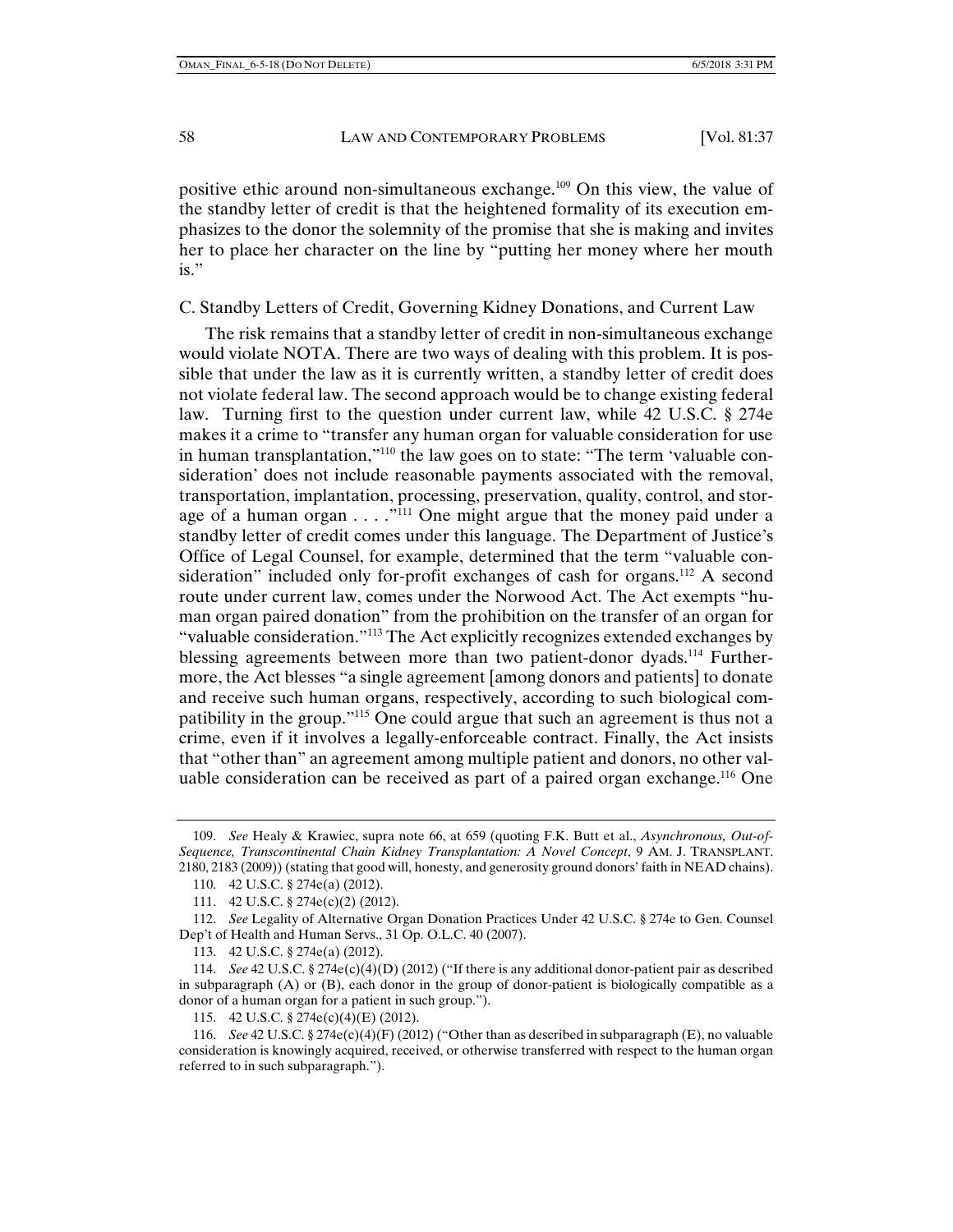positive ethic around non-simultaneous exchange.[109] On this view, the value of the standby letter of credit is that the heightened formality of its execution emphasizes to the donor the solemnity of the promise that she is making and invites her to place her character on the line by "putting her money where her mouth is."

### C. Standby Letters of Credit, Governing Kidney Donations, and Current Law

The risk remains that a standby letter of credit in non-simultaneous exchange would violate NOTA. There are two ways of dealing with this problem. It is possible that under the law as it is currently written, a standby letter of credit does not violate federal law. The second approach would be to change existing federal law. Turning first to the question under current law, while 42 U.S.C. § 274e makes it a crime to "transfer any human organ for valuable consideration for use in human transplantation,"[110] the law goes on to state: "The term 'valuable consideration' does not include reasonable payments associated with the removal, transportation, implantation, processing, preservation, quality, control, and storage of a human organ . . . ."[111] One might argue that the money paid under a standby letter of credit comes under this language. The Department of Justice's Office of Legal Counsel, for example, determined that the term "valuable consideration" included only for-profit exchanges of cash for organs.[112] A second route under current law, comes under the Norwood Act. The Act exempts "human organ paired donation" from the prohibition on the transfer of an organ for "valuable consideration."[113] The Act explicitly recognizes extended exchanges by blessing agreements between more than two patient-donor dyads.[114] Furthermore, the Act blesses "a single agreement [among donors and patients] to donate and receive such human organs, respectively, according to such biological compatibility in the group."[115] One could argue that such an agreement is thus not a crime, even if it involves a legally-enforceable contract. Finally, the Act insists that "other than" an agreement among multiple patient and donors, no other valuable consideration can be received as part of a paired organ exchange.[116] One

---

109. *See* Healy & Krawiec, supra note 66, at 659 (quoting F.K. Butt et al., *Asynchronous, Out-of-Sequence, Transcontinental Chain Kidney Transplantation: A Novel Concept*, 9 AM. J. TRANSPLANT. 2180, 2183 (2009)) (stating that good will, honesty, and generosity ground donors' faith in NEAD chains).

110. 42 U.S.C. § 274e(a) (2012).

111. 42 U.S.C. § 274e(c)(2) (2012).

112. *See* Legality of Alternative Organ Donation Practices Under 42 U.S.C. § 274e to Gen. Counsel Dep't of Health and Human Servs., 31 Op. O.L.C. 40 (2007).

113. 42 U.S.C. § 274e(a) (2012).

114. *See* 42 U.S.C. § 274e(c)(4)(D) (2012) ("If there is any additional donor-patient pair as described in subparagraph (A) or (B), each donor in the group of donor-patient is biologically compatible as a donor of a human organ for a patient in such group.").

115. 42 U.S.C. § 274e(c)(4)(E) (2012).

116. *See* 42 U.S.C. § 274e(c)(4)(F) (2012) ("Other than as described in subparagraph (E), no valuable consideration is knowingly acquired, received, or otherwise transferred with respect to the human organ referred to in such subparagraph.").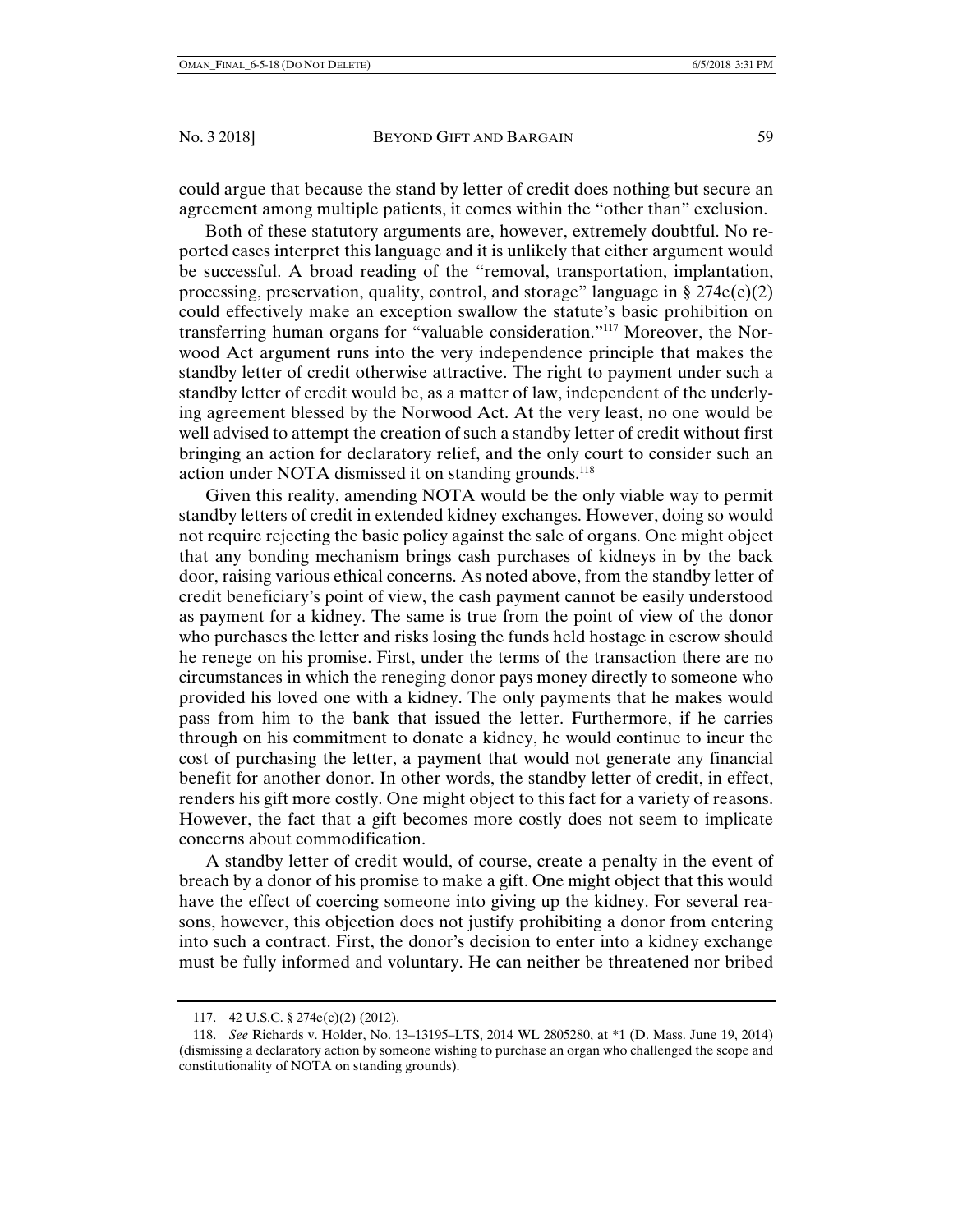could argue that because the stand by letter of credit does nothing but secure an agreement among multiple patients, it comes within the "other than" exclusion.

Both of these statutory arguments are, however, extremely doubtful. No reported cases interpret this language and it is unlikely that either argument would be successful. A broad reading of the "removal, transportation, implantation, processing, preservation, quality, control, and storage" language in § 274e(c)(2) could effectively make an exception swallow the statute's basic prohibition on transferring human organs for "valuable consideration."[117] Moreover, the Norwood Act argument runs into the very independence principle that makes the standby letter of credit otherwise attractive. The right to payment under such a standby letter of credit would be, as a matter of law, independent of the underlying agreement blessed by the Norwood Act. At the very least, no one would be well advised to attempt the creation of such a standby letter of credit without first bringing an action for declaratory relief, and the only court to consider such an action under NOTA dismissed it on standing grounds.[118]

Given this reality, amending NOTA would be the only viable way to permit standby letters of credit in extended kidney exchanges. However, doing so would not require rejecting the basic policy against the sale of organs. One might object that any bonding mechanism brings cash purchases of kidneys in by the back door, raising various ethical concerns. As noted above, from the standby letter of credit beneficiary's point of view, the cash payment cannot be easily understood as payment for a kidney. The same is true from the point of view of the donor who purchases the letter and risks losing the funds held hostage in escrow should he renege on his promise. First, under the terms of the transaction there are no circumstances in which the reneging donor pays money directly to someone who provided his loved one with a kidney. The only payments that he makes would pass from him to the bank that issued the letter. Furthermore, if he carries through on his commitment to donate a kidney, he would continue to incur the cost of purchasing the letter, a payment that would not generate any financial benefit for another donor. In other words, the standby letter of credit, in effect, renders his gift more costly. One might object to this fact for a variety of reasons. However, the fact that a gift becomes more costly does not seem to implicate concerns about commodification.

A standby letter of credit would, of course, create a penalty in the event of breach by a donor of his promise to make a gift. One might object that this would have the effect of coercing someone into giving up the kidney. For several reasons, however, this objection does not justify prohibiting a donor from entering into such a contract. First, the donor's decision to enter into a kidney exchange must be fully informed and voluntary. He can neither be threatened nor bribed

117. 42 U.S.C. § 274e(c)(2) (2012).

118. *See* Richards v. Holder, No. 13–13195–LTS, 2014 WL 2805280, at *1 (D. Mass. June 19, 2014) (dismissing a declaratory action by someone wishing to purchase an organ who challenged the scope and constitutionality of NOTA on standing grounds).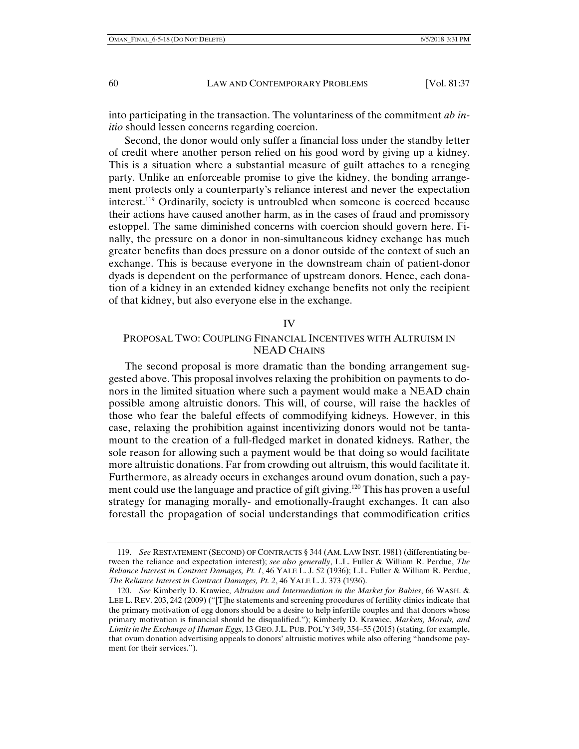into participating in the transaction. The voluntariness of the commitment *ab initio* should lessen concerns regarding coercion.

Second, the donor would only suffer a financial loss under the standby letter of credit where another person relied on his good word by giving up a kidney. This is a situation where a substantial measure of guilt attaches to a reneging party. Unlike an enforceable promise to give the kidney, the bonding arrangement protects only a counterparty's reliance interest and never the expectation interest.[119] Ordinarily, society is untroubled when someone is coerced because their actions have caused another harm, as in the cases of fraud and promissory estoppel. The same diminished concerns with coercion should govern here. Finally, the pressure on a donor in non-simultaneous kidney exchange has much greater benefits than does pressure on a donor outside of the context of such an exchange. This is because everyone in the downstream chain of patient-donor dyads is dependent on the performance of upstream donors. Hence, each donation of a kidney in an extended kidney exchange benefits not only the recipient of that kidney, but also everyone else in the exchange.

## IV

## PROPOSAL TWO: COUPLING FINANCIAL INCENTIVES WITH ALTRUISM IN NEAD CHAINS

The second proposal is more dramatic than the bonding arrangement suggested above. This proposal involves relaxing the prohibition on payments to donors in the limited situation where such a payment would make a NEAD chain possible among altruistic donors. This will, of course, will raise the hackles of those who fear the baleful effects of commodifying kidneys. However, in this case, relaxing the prohibition against incentivizing donors would not be tantamount to the creation of a full-fledged market in donated kidneys. Rather, the sole reason for allowing such a payment would be that doing so would facilitate more altruistic donations. Far from crowding out altruism, this would facilitate it. Furthermore, as already occurs in exchanges around ovum donation, such a payment could use the language and practice of gift giving.[120] This has proven a useful strategy for managing morally- and emotionally-fraught exchanges. It can also forestall the propagation of social understandings that commodification critics

---

119. *See* RESTATEMENT (SECOND) OF CONTRACTS § 344 (AM. LAW INST. 1981) (differentiating between the reliance and expectation interest); *see also generally*, L.L. Fuller & William R. Perdue, *The Reliance Interest in Contract Damages, Pt. 1*, 46 YALE L. J. 52 (1936); L.L. Fuller & William R. Perdue, *The Reliance Interest in Contract Damages, Pt. 2*, 46 YALE L. J. 373 (1936).

120. *See* Kimberly D. Krawiec, *Altruism and Intermediation in the Market for Babies*, 66 WASH. & LEE L. REV. 203, 242 (2009) ("[T]he statements and screening procedures of fertility clinics indicate that the primary motivation of egg donors should be a desire to help infertile couples and that donors whose primary motivation is financial should be disqualified."); Kimberly D. Krawiec, *Markets, Morals, and Limits in the Exchange of Human Eggs*, 13 GEO. J.L. PUB. POL'Y 349, 354–55 (2015) (stating, for example, that ovum donation advertising appeals to donors' altruistic motives while also offering "handsome payment for their services.").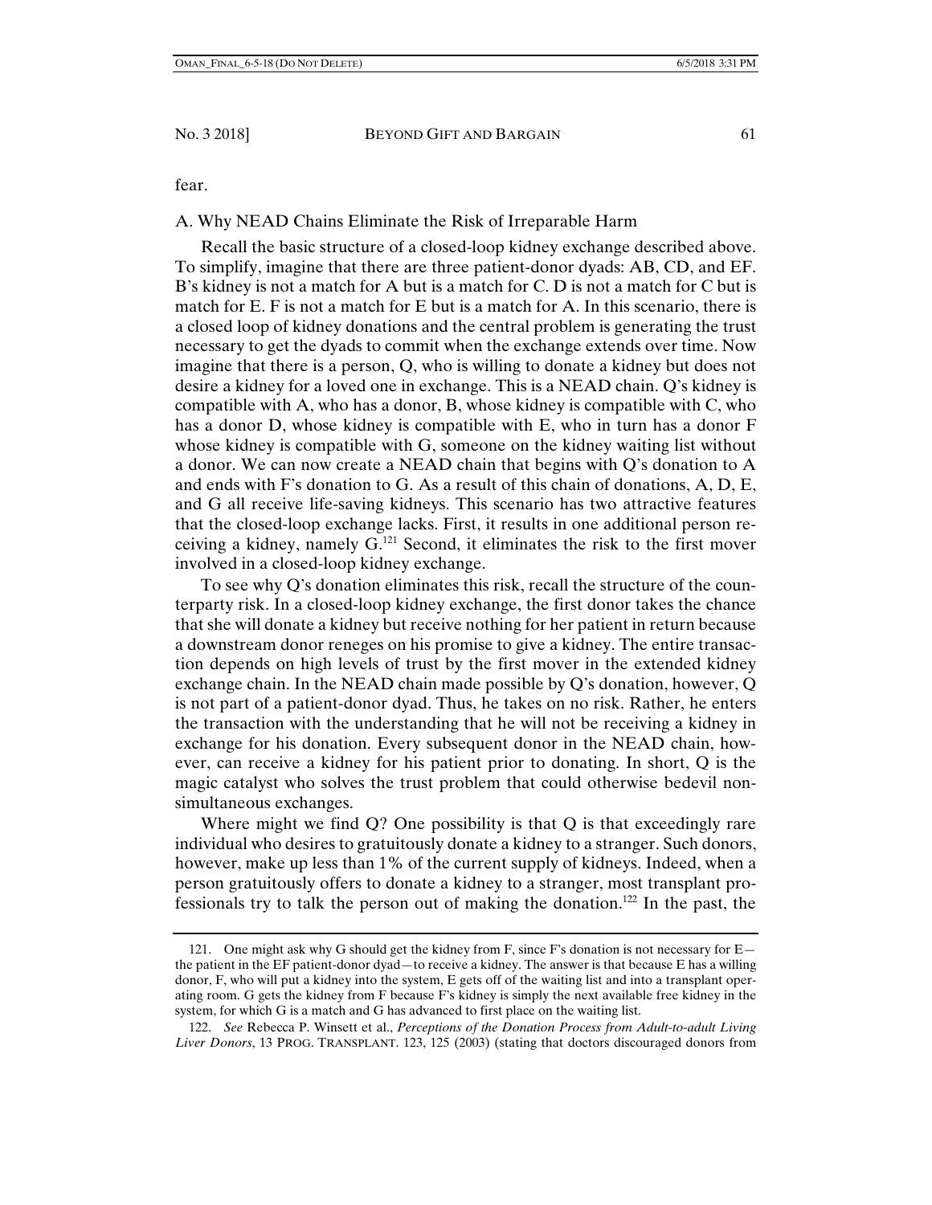fear.

## A. Why NEAD Chains Eliminate the Risk of Irreparable Harm

Recall the basic structure of a closed-loop kidney exchange described above. To simplify, imagine that there are three patient-donor dyads: AB, CD, and EF. B's kidney is not a match for A but is a match for C. D is not a match for C but is match for E. F is not a match for E but is a match for A. In this scenario, there is a closed loop of kidney donations and the central problem is generating the trust necessary to get the dyads to commit when the exchange extends over time. Now imagine that there is a person, Q, who is willing to donate a kidney but does not desire a kidney for a loved one in exchange. This is a NEAD chain. Q's kidney is compatible with A, who has a donor, B, whose kidney is compatible with C, who has a donor D, whose kidney is compatible with E, who in turn has a donor F whose kidney is compatible with G, someone on the kidney waiting list without a donor. We can now create a NEAD chain that begins with Q's donation to A and ends with F's donation to G. As a result of this chain of donations, A, D, E, and G all receive life-saving kidneys. This scenario has two attractive features that the closed-loop exchange lacks. First, it results in one additional person receiving a kidney, namely G.[121] Second, it eliminates the risk to the first mover involved in a closed-loop kidney exchange.

To see why Q's donation eliminates this risk, recall the structure of the counterparty risk. In a closed-loop kidney exchange, the first donor takes the chance that she will donate a kidney but receive nothing for her patient in return because a downstream donor reneges on his promise to give a kidney. The entire transaction depends on high levels of trust by the first mover in the extended kidney exchange chain. In the NEAD chain made possible by Q's donation, however, Q is not part of a patient-donor dyad. Thus, he takes on no risk. Rather, he enters the transaction with the understanding that he will not be receiving a kidney in exchange for his donation. Every subsequent donor in the NEAD chain, however, can receive a kidney for his patient prior to donating. In short, Q is the magic catalyst who solves the trust problem that could otherwise bedevil non-simultaneous exchanges.

Where might we find Q? One possibility is that Q is that exceedingly rare individual who desires to gratuitously donate a kidney to a stranger. Such donors, however, make up less than 1% of the current supply of kidneys. Indeed, when a person gratuitously offers to donate a kidney to a stranger, most transplant professionals try to talk the person out of making the donation.[122] In the past, the

---

121. One might ask why G should get the kidney from F, since F's donation is not necessary for E—the patient in the EF patient-donor dyad—to receive a kidney. The answer is that because E has a willing donor, F, who will put a kidney into the system, E gets off of the waiting list and into a transplant operating room. G gets the kidney from F because F's kidney is simply the next available free kidney in the system, for which G is a match and G has advanced to first place on the waiting list.

122. *See* Rebecca P. Winsett et al., *Perceptions of the Donation Process from Adult-to-adult Living Liver Donors*, 13 PROG. TRANSPLANT. 123, 125 (2003) (stating that doctors discouraged donors from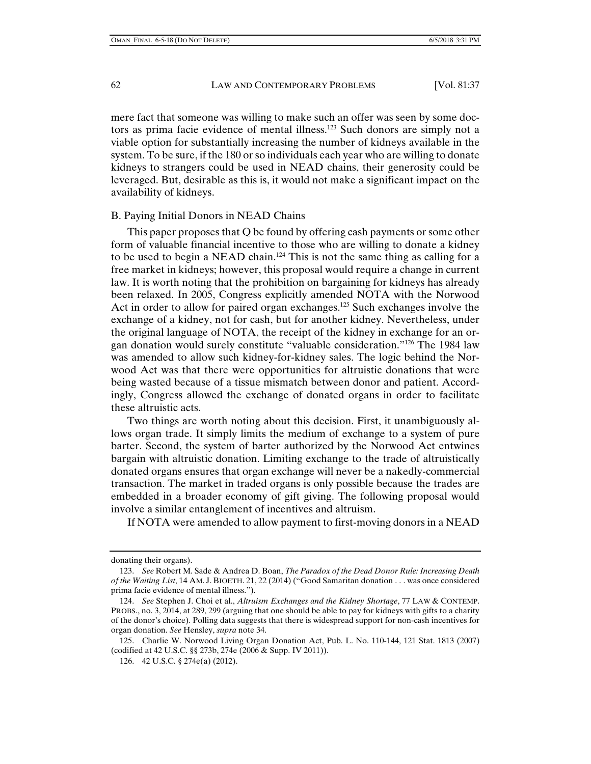mere fact that someone was willing to make such an offer was seen by some doctors as prima facie evidence of mental illness.[123] Such donors are simply not a viable option for substantially increasing the number of kidneys available in the system. To be sure, if the 180 or so individuals each year who are willing to donate kidneys to strangers could be used in NEAD chains, their generosity could be leveraged. But, desirable as this is, it would not make a significant impact on the availability of kidneys.

### B. Paying Initial Donors in NEAD Chains

This paper proposes that Q be found by offering cash payments or some other form of valuable financial incentive to those who are willing to donate a kidney to be used to begin a NEAD chain.[124] This is not the same thing as calling for a free market in kidneys; however, this proposal would require a change in current law. It is worth noting that the prohibition on bargaining for kidneys has already been relaxed. In 2005, Congress explicitly amended NOTA with the Norwood Act in order to allow for paired organ exchanges.[125] Such exchanges involve the exchange of a kidney, not for cash, but for another kidney. Nevertheless, under the original language of NOTA, the receipt of the kidney in exchange for an organ donation would surely constitute "valuable consideration."[126] The 1984 law was amended to allow such kidney-for-kidney sales. The logic behind the Norwood Act was that there were opportunities for altruistic donations that were being wasted because of a tissue mismatch between donor and patient. Accordingly, Congress allowed the exchange of donated organs in order to facilitate these altruistic acts.

Two things are worth noting about this decision. First, it unambiguously allows organ trade. It simply limits the medium of exchange to a system of pure barter. Second, the system of barter authorized by the Norwood Act entwines bargain with altruistic donation. Limiting exchange to the trade of altruistically donated organs ensures that organ exchange will never be a nakedly-commercial transaction. The market in traded organs is only possible because the trades are embedded in a broader economy of gift giving. The following proposal would involve a similar entanglement of incentives and altruism.

If NOTA were amended to allow payment to first-moving donors in a NEAD

---

donating their organs).

123. *See* Robert M. Sade & Andrea D. Boan, *The Paradox of the Dead Donor Rule: Increasing Death of the Waiting List*, 14 AM. J. BIOETH. 21, 22 (2014) ("Good Samaritan donation . . . was once considered prima facie evidence of mental illness.").

124. *See* Stephen J. Choi et al., *Altruism Exchanges and the Kidney Shortage*, 77 LAW & CONTEMP. PROBS., no. 3, 2014, at 289, 299 (arguing that one should be able to pay for kidneys with gifts to a charity of the donor's choice). Polling data suggests that there is widespread support for non-cash incentives for organ donation. *See* Hensley, *supra* note 34.

125. Charlie W. Norwood Living Organ Donation Act, Pub. L. No. 110-144, 121 Stat. 1813 (2007) (codified at 42 U.S.C. §§ 273b, 274e (2006 & Supp. IV 2011)).

126. 42 U.S.C. § 274e(a) (2012).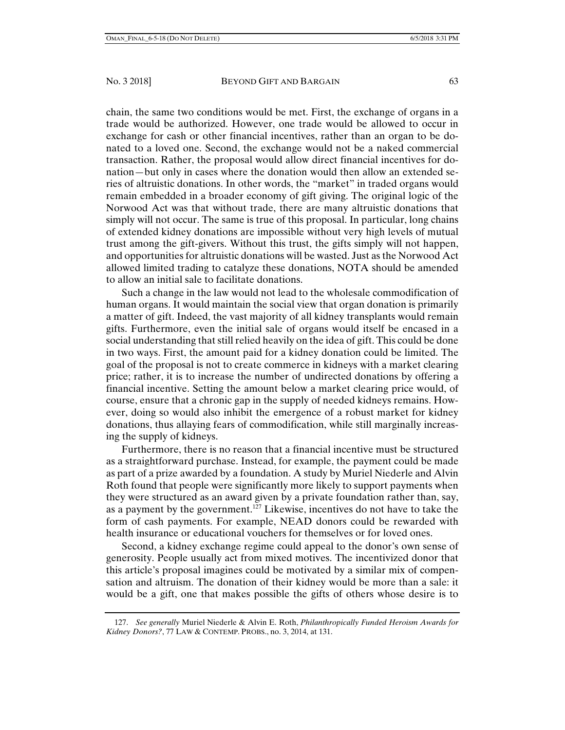chain, the same two conditions would be met. First, the exchange of organs in a trade would be authorized. However, one trade would be allowed to occur in exchange for cash or other financial incentives, rather than an organ to be donated to a loved one. Second, the exchange would not be a naked commercial transaction. Rather, the proposal would allow direct financial incentives for donation—but only in cases where the donation would then allow an extended series of altruistic donations. In other words, the "market" in traded organs would remain embedded in a broader economy of gift giving. The original logic of the Norwood Act was that without trade, there are many altruistic donations that simply will not occur. The same is true of this proposal. In particular, long chains of extended kidney donations are impossible without very high levels of mutual trust among the gift-givers. Without this trust, the gifts simply will not happen, and opportunities for altruistic donations will be wasted. Just as the Norwood Act allowed limited trading to catalyze these donations, NOTA should be amended to allow an initial sale to facilitate donations.

Such a change in the law would not lead to the wholesale commodification of human organs. It would maintain the social view that organ donation is primarily a matter of gift. Indeed, the vast majority of all kidney transplants would remain gifts. Furthermore, even the initial sale of organs would itself be encased in a social understanding that still relied heavily on the idea of gift. This could be done in two ways. First, the amount paid for a kidney donation could be limited. The goal of the proposal is not to create commerce in kidneys with a market clearing price; rather, it is to increase the number of undirected donations by offering a financial incentive. Setting the amount below a market clearing price would, of course, ensure that a chronic gap in the supply of needed kidneys remains. However, doing so would also inhibit the emergence of a robust market for kidney donations, thus allaying fears of commodification, while still marginally increasing the supply of kidneys.

Furthermore, there is no reason that a financial incentive must be structured as a straightforward purchase. Instead, for example, the payment could be made as part of a prize awarded by a foundation. A study by Muriel Niederle and Alvin Roth found that people were significantly more likely to support payments when they were structured as an award given by a private foundation rather than, say, as a payment by the government.[127] Likewise, incentives do not have to take the form of cash payments. For example, NEAD donors could be rewarded with health insurance or educational vouchers for themselves or for loved ones.

Second, a kidney exchange regime could appeal to the donor's own sense of generosity. People usually act from mixed motives. The incentivized donor that this article's proposal imagines could be motivated by a similar mix of compensation and altruism. The donation of their kidney would be more than a sale: it would be a gift, one that makes possible the gifts of others whose desire is to

---

127. *See generally* Muriel Niederle & Alvin E. Roth, *Philanthropically Funded Heroism Awards for Kidney Donors?*, 77 LAW & CONTEMP. PROBS., no. 3, 2014, at 131.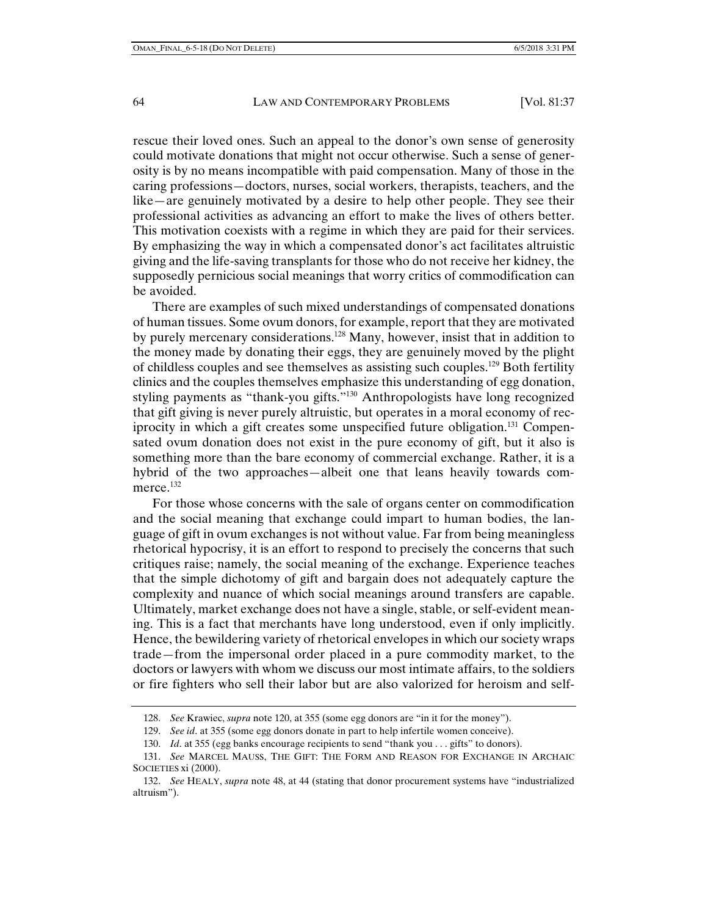rescue their loved ones. Such an appeal to the donor's own sense of generosity could motivate donations that might not occur otherwise. Such a sense of generosity is by no means incompatible with paid compensation. Many of those in the caring professions—doctors, nurses, social workers, therapists, teachers, and the like—are genuinely motivated by a desire to help other people. They see their professional activities as advancing an effort to make the lives of others better. This motivation coexists with a regime in which they are paid for their services. By emphasizing the way in which a compensated donor's act facilitates altruistic giving and the life-saving transplants for those who do not receive her kidney, the supposedly pernicious social meanings that worry critics of commodification can be avoided.

There are examples of such mixed understandings of compensated donations of human tissues. Some ovum donors, for example, report that they are motivated by purely mercenary considerations.[128] Many, however, insist that in addition to the money made by donating their eggs, they are genuinely moved by the plight of childless couples and see themselves as assisting such couples.[129] Both fertility clinics and the couples themselves emphasize this understanding of egg donation, styling payments as "thank-you gifts."[130] Anthropologists have long recognized that gift giving is never purely altruistic, but operates in a moral economy of reciprocity in which a gift creates some unspecified future obligation.[131] Compensated ovum donation does not exist in the pure economy of gift, but it also is something more than the bare economy of commercial exchange. Rather, it is a hybrid of the two approaches—albeit one that leans heavily towards commerce.[132]

For those whose concerns with the sale of organs center on commodification and the social meaning that exchange could impart to human bodies, the language of gift in ovum exchanges is not without value. Far from being meaningless rhetorical hypocrisy, it is an effort to respond to precisely the concerns that such critiques raise; namely, the social meaning of the exchange. Experience teaches that the simple dichotomy of gift and bargain does not adequately capture the complexity and nuance of which social meanings around transfers are capable. Ultimately, market exchange does not have a single, stable, or self-evident meaning. This is a fact that merchants have long understood, even if only implicitly. Hence, the bewildering variety of rhetorical envelopes in which our society wraps trade—from the impersonal order placed in a pure commodity market, to the doctors or lawyers with whom we discuss our most intimate affairs, to the soldiers or fire fighters who sell their labor but are also valorized for heroism and self-

---

128. *See* Krawiec, *supra* note 120, at 355 (some egg donors are "in it for the money").

129. *See id*. at 355 (some egg donors donate in part to help infertile women conceive).

130. *Id*. at 355 (egg banks encourage recipients to send "thank you . . . gifts" to donors).

131. *See* MARCEL MAUSS, THE GIFT: THE FORM AND REASON FOR EXCHANGE IN ARCHAIC SOCIETIES xi (2000).

132. *See* HEALY, *supra* note 48, at 44 (stating that donor procurement systems have "industrialized altruism").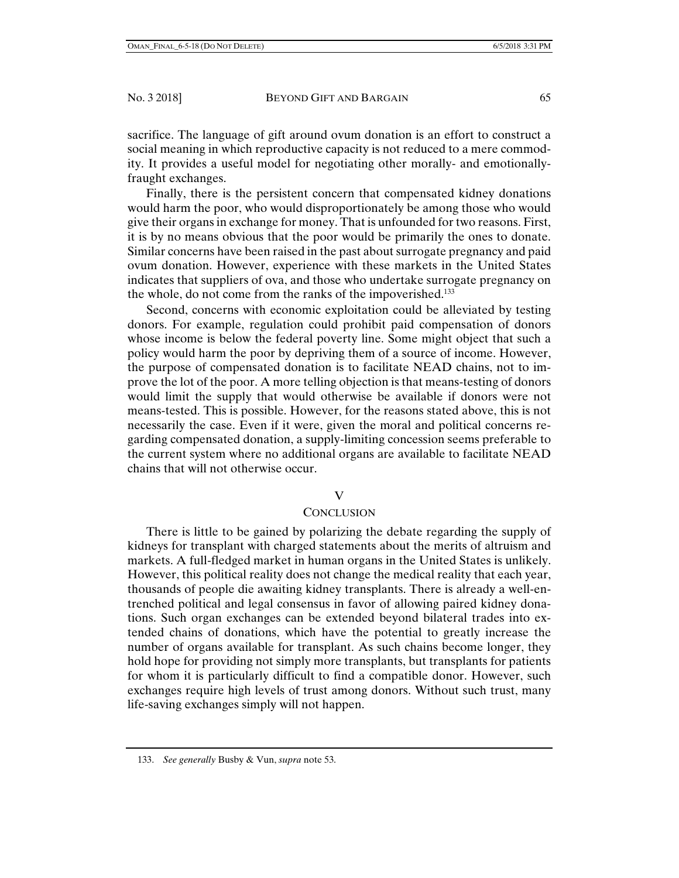sacrifice. The language of gift around ovum donation is an effort to construct a social meaning in which reproductive capacity is not reduced to a mere commodity. It provides a useful model for negotiating other morally- and emotionally-fraught exchanges.

Finally, there is the persistent concern that compensated kidney donations would harm the poor, who would disproportionately be among those who would give their organs in exchange for money. That is unfounded for two reasons. First, it is by no means obvious that the poor would be primarily the ones to donate. Similar concerns have been raised in the past about surrogate pregnancy and paid ovum donation. However, experience with these markets in the United States indicates that suppliers of ova, and those who undertake surrogate pregnancy on the whole, do not come from the ranks of the impoverished.[133]

Second, concerns with economic exploitation could be alleviated by testing donors. For example, regulation could prohibit paid compensation of donors whose income is below the federal poverty line. Some might object that such a policy would harm the poor by depriving them of a source of income. However, the purpose of compensated donation is to facilitate NEAD chains, not to improve the lot of the poor. A more telling objection is that means-testing of donors would limit the supply that would otherwise be available if donors were not means-tested. This is possible. However, for the reasons stated above, this is not necessarily the case. Even if it were, given the moral and political concerns regarding compensated donation, a supply-limiting concession seems preferable to the current system where no additional organs are available to facilitate NEAD chains that will not otherwise occur.

## V
## CONCLUSION

There is little to be gained by polarizing the debate regarding the supply of kidneys for transplant with charged statements about the merits of altruism and markets. A full-fledged market in human organs in the United States is unlikely. However, this political reality does not change the medical reality that each year, thousands of people die awaiting kidney transplants. There is already a well-entrenched political and legal consensus in favor of allowing paired kidney donations. Such organ exchanges can be extended beyond bilateral trades into extended chains of donations, which have the potential to greatly increase the number of organs available for transplant. As such chains become longer, they hold hope for providing not simply more transplants, but transplants for patients for whom it is particularly difficult to find a compatible donor. However, such exchanges require high levels of trust among donors. Without such trust, many life-saving exchanges simply will not happen.

---

133. *See generally* Busby & Vun, *supra* note 53.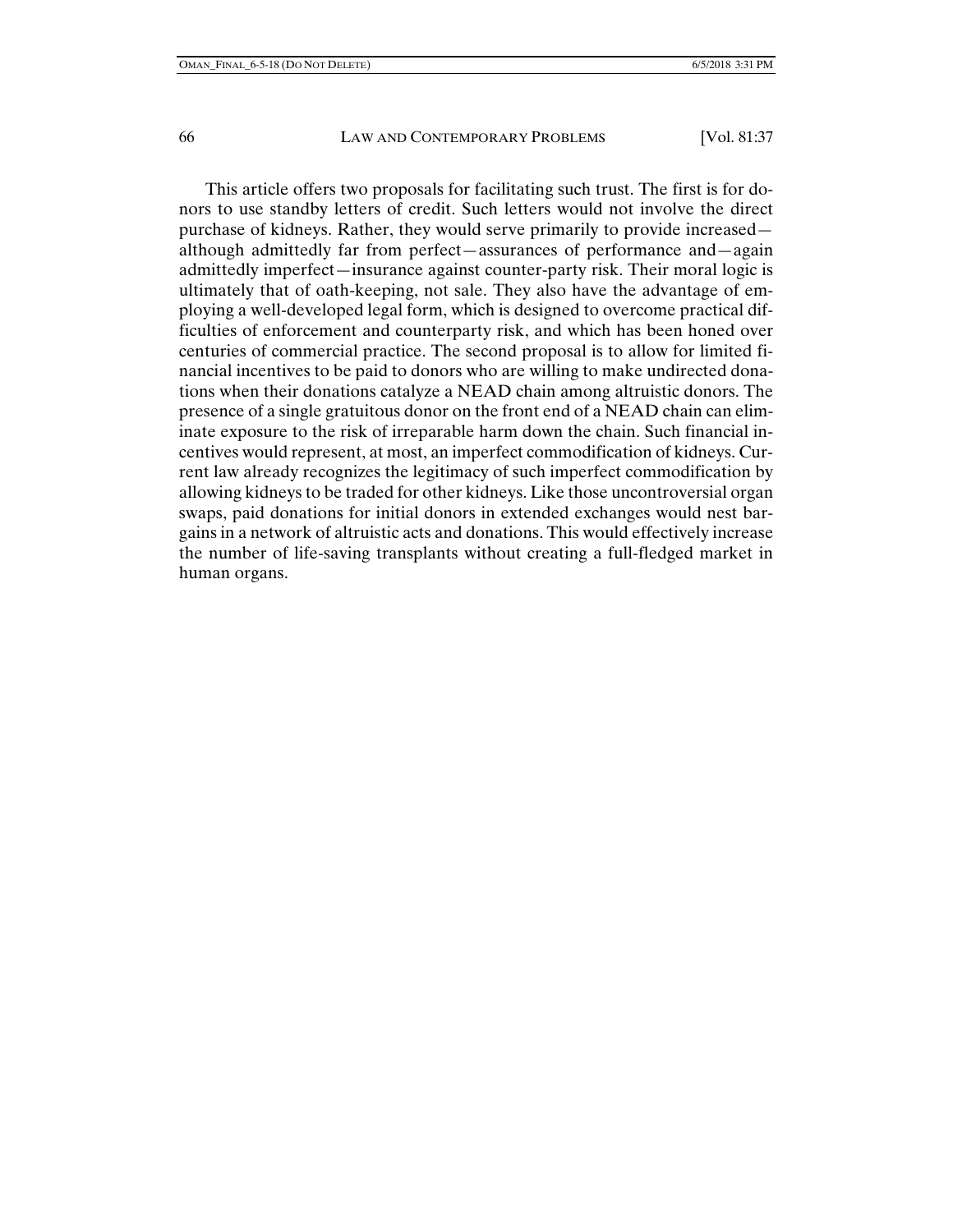This article offers two proposals for facilitating such trust. The first is for donors to use standby letters of credit. Such letters would not involve the direct purchase of kidneys. Rather, they would serve primarily to provide increased—although admittedly far from perfect—assurances of performance and—again admittedly imperfect—insurance against counter-party risk. Their moral logic is ultimately that of oath-keeping, not sale. They also have the advantage of employing a well-developed legal form, which is designed to overcome practical difficulties of enforcement and counterparty risk, and which has been honed over centuries of commercial practice. The second proposal is to allow for limited financial incentives to be paid to donors who are willing to make undirected donations when their donations catalyze a NEAD chain among altruistic donors. The presence of a single gratuitous donor on the front end of a NEAD chain can eliminate exposure to the risk of irreparable harm down the chain. Such financial incentives would represent, at most, an imperfect commodification of kidneys. Current law already recognizes the legitimacy of such imperfect commodification by allowing kidneys to be traded for other kidneys. Like those uncontroversial organ swaps, paid donations for initial donors in extended exchanges would nest bargains in a network of altruistic acts and donations. This would effectively increase the number of life-saving transplants without creating a full-fledged market in human organs.